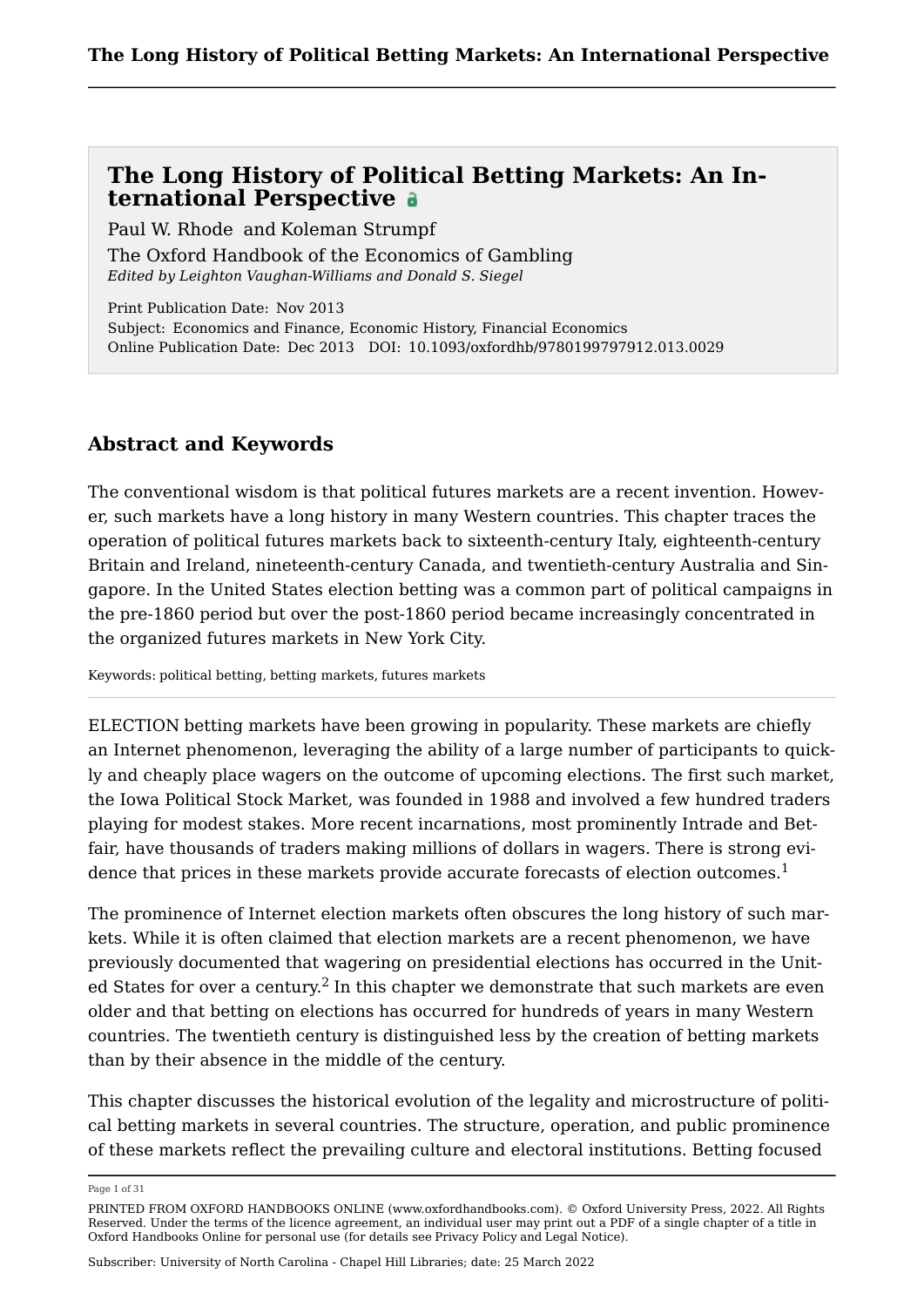# The Long History of Political Betting Markets: An International Perspective

Paul W. Rhode and Koleman Strumpf

The Oxford Handbook of the Economics of Gambling
*Edited by Leighton Vaughan-Williams and Donald S. Siegel*

Print Publication Date: Nov 2013
Subject: Economics and Finance, Economic History, Financial Economics
Online Publication Date: Dec 2013 DOI: 10.1093/oxfordhb/9780199797912.013.0029

## Abstract and Keywords

The conventional wisdom is that political futures markets are a recent invention. However, such markets have a long history in many Western countries. This chapter traces the operation of political futures markets back to sixteenth-century Italy, eighteenth-century Britain and Ireland, nineteenth-century Canada, and twentieth-century Australia and Singapore. In the United States election betting was a common part of political campaigns in the pre-1860 period but over the post-1860 period became increasingly concentrated in the organized futures markets in New York City.

Keywords: political betting, betting markets, futures markets

ELECTION betting markets have been growing in popularity. These markets are chiefly an Internet phenomenon, leveraging the ability of a large number of participants to quickly and cheaply place wagers on the outcome of upcoming elections. The first such market, the Iowa Political Stock Market, was founded in 1988 and involved a few hundred traders playing for modest stakes. More recent incarnations, most prominently Intrade and Betfair, have thousands of traders making millions of dollars in wagers. There is strong evidence that prices in these markets provide accurate forecasts of election outcomes.[1]

The prominence of Internet election markets often obscures the long history of such markets. While it is often claimed that election markets are a recent phenomenon, we have previously documented that wagering on presidential elections has occurred in the United States for over a century.[2] In this chapter we demonstrate that such markets are even older and that betting on elections has occurred for hundreds of years in many Western countries. The twentieth century is distinguished less by the creation of betting markets than by their absence in the middle of the century.

This chapter discusses the historical evolution of the legality and microstructure of political betting markets in several countries. The structure, operation, and public prominence of these markets reflect the prevailing culture and electoral institutions. Betting focused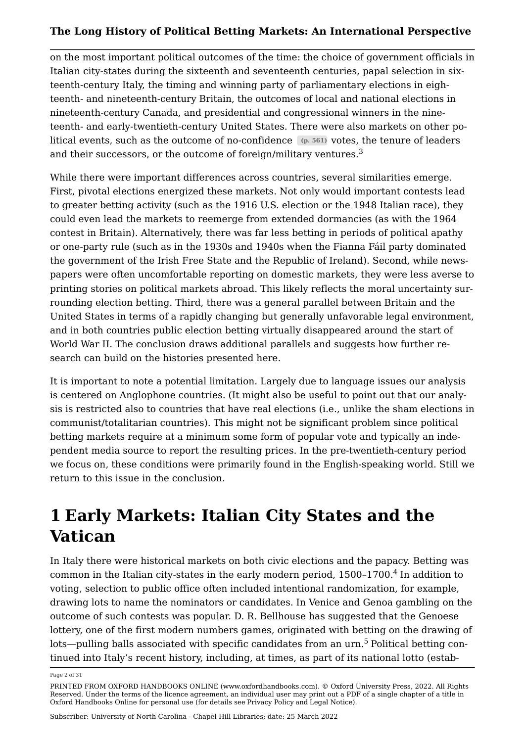on the most important political outcomes of the time: the choice of government officials in Italian city-states during the sixteenth and seventeenth centuries, papal selection in sixteenth-century Italy, the timing and winning party of parliamentary elections in eighteenth- and nineteenth-century Britain, the outcomes of local and national elections in nineteenth-century Canada, and presidential and congressional winners in the nineteenth- and early-twentieth-century United States. There were also markets on other political events, such as the outcome of no-confidence (p. 561) votes, the tenure of leaders and their successors, or the outcome of foreign/military ventures.[3]

While there were important differences across countries, several similarities emerge. First, pivotal elections energized these markets. Not only would important contests lead to greater betting activity (such as the 1916 U.S. election or the 1948 Italian race), they could even lead the markets to reemerge from extended dormancies (as with the 1964 contest in Britain). Alternatively, there was far less betting in periods of political apathy or one-party rule (such as in the 1930s and 1940s when the Fianna Fáil party dominated the government of the Irish Free State and the Republic of Ireland). Second, while newspapers were often uncomfortable reporting on domestic markets, they were less averse to printing stories on political markets abroad. This likely reflects the moral uncertainty surrounding election betting. Third, there was a general parallel between Britain and the United States in terms of a rapidly changing but generally unfavorable legal environment, and in both countries public election betting virtually disappeared around the start of World War II. The conclusion draws additional parallels and suggests how further research can build on the histories presented here.

It is important to note a potential limitation. Largely due to language issues our analysis is centered on Anglophone countries. (It might also be useful to point out that our analysis is restricted also to countries that have real elections (i.e., unlike the sham elections in communist/totalitarian countries). This might not be significant problem since political betting markets require at a minimum some form of popular vote and typically an independent media source to report the resulting prices. In the pre-twentieth-century period we focus on, these conditions were primarily found in the English-speaking world. Still we return to this issue in the conclusion.

# 1 Early Markets: Italian City States and the Vatican

In Italy there were historical markets on both civic elections and the papacy. Betting was common in the Italian city-states in the early modern period, 1500–1700.[4] In addition to voting, selection to public office often included intentional randomization, for example, drawing lots to name the nominators or candidates. In Venice and Genoa gambling on the outcome of such contests was popular. D. R. Bellhouse has suggested that the Genoese lottery, one of the first modern numbers games, originated with betting on the drawing of lots—pulling balls associated with specific candidates from an urn.[5] Political betting continued into Italy's recent history, including, at times, as part of its national lotto (estab-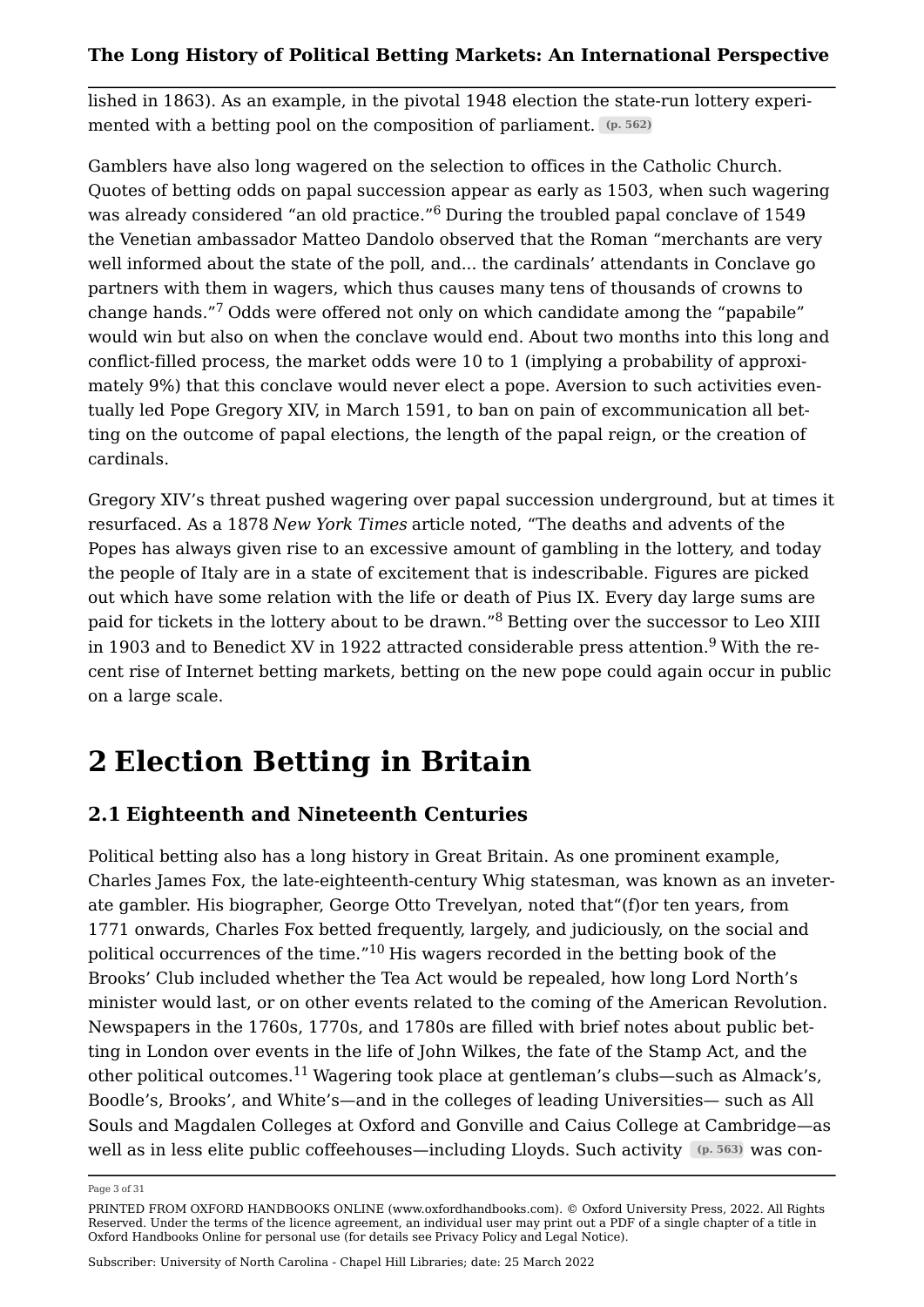lished in 1863). As an example, in the pivotal 1948 election the state-run lottery experimented with a betting pool on the composition of parliament. (p. 562)

Gamblers have also long wagered on the selection to offices in the Catholic Church. Quotes of betting odds on papal succession appear as early as 1503, when such wagering was already considered "an old practice."[6] During the troubled papal conclave of 1549 the Venetian ambassador Matteo Dandolo observed that the Roman "merchants are very well informed about the state of the poll, and... the cardinals' attendants in Conclave go partners with them in wagers, which thus causes many tens of thousands of crowns to change hands."[7] Odds were offered not only on which candidate among the "papabile" would win but also on when the conclave would end. About two months into this long and conflict-filled process, the market odds were 10 to 1 (implying a probability of approximately 9%) that this conclave would never elect a pope. Aversion to such activities eventually led Pope Gregory XIV, in March 1591, to ban on pain of excommunication all betting on the outcome of papal elections, the length of the papal reign, or the creation of cardinals.

Gregory XIV's threat pushed wagering over papal succession underground, but at times it resurfaced. As a 1878 *New York Times* article noted, "The deaths and advents of the Popes has always given rise to an excessive amount of gambling in the lottery, and today the people of Italy are in a state of excitement that is indescribable. Figures are picked out which have some relation with the life or death of Pius IX. Every day large sums are paid for tickets in the lottery about to be drawn."[8] Betting over the successor to Leo XIII in 1903 and to Benedict XV in 1922 attracted considerable press attention.[9] With the recent rise of Internet betting markets, betting on the new pope could again occur in public on a large scale.

# 2 Election Betting in Britain

## 2.1 Eighteenth and Nineteenth Centuries

Political betting also has a long history in Great Britain. As one prominent example, Charles James Fox, the late-eighteenth-century Whig statesman, was known as an inveterate gambler. His biographer, George Otto Trevelyan, noted that"(f)or ten years, from 1771 onwards, Charles Fox betted frequently, largely, and judiciously, on the social and political occurrences of the time."[10] His wagers recorded in the betting book of the Brooks' Club included whether the Tea Act would be repealed, how long Lord North's minister would last, or on other events related to the coming of the American Revolution. Newspapers in the 1760s, 1770s, and 1780s are filled with brief notes about public betting in London over events in the life of John Wilkes, the fate of the Stamp Act, and the other political outcomes.[11] Wagering took place at gentleman's clubs—such as Almack's, Boodle's, Brooks', and White's—and in the colleges of leading Universities— such as All Souls and Magdalen Colleges at Oxford and Gonville and Caius College at Cambridge—as well as in less elite public coffeehouses—including Lloyds. Such activity (p. 563) was con-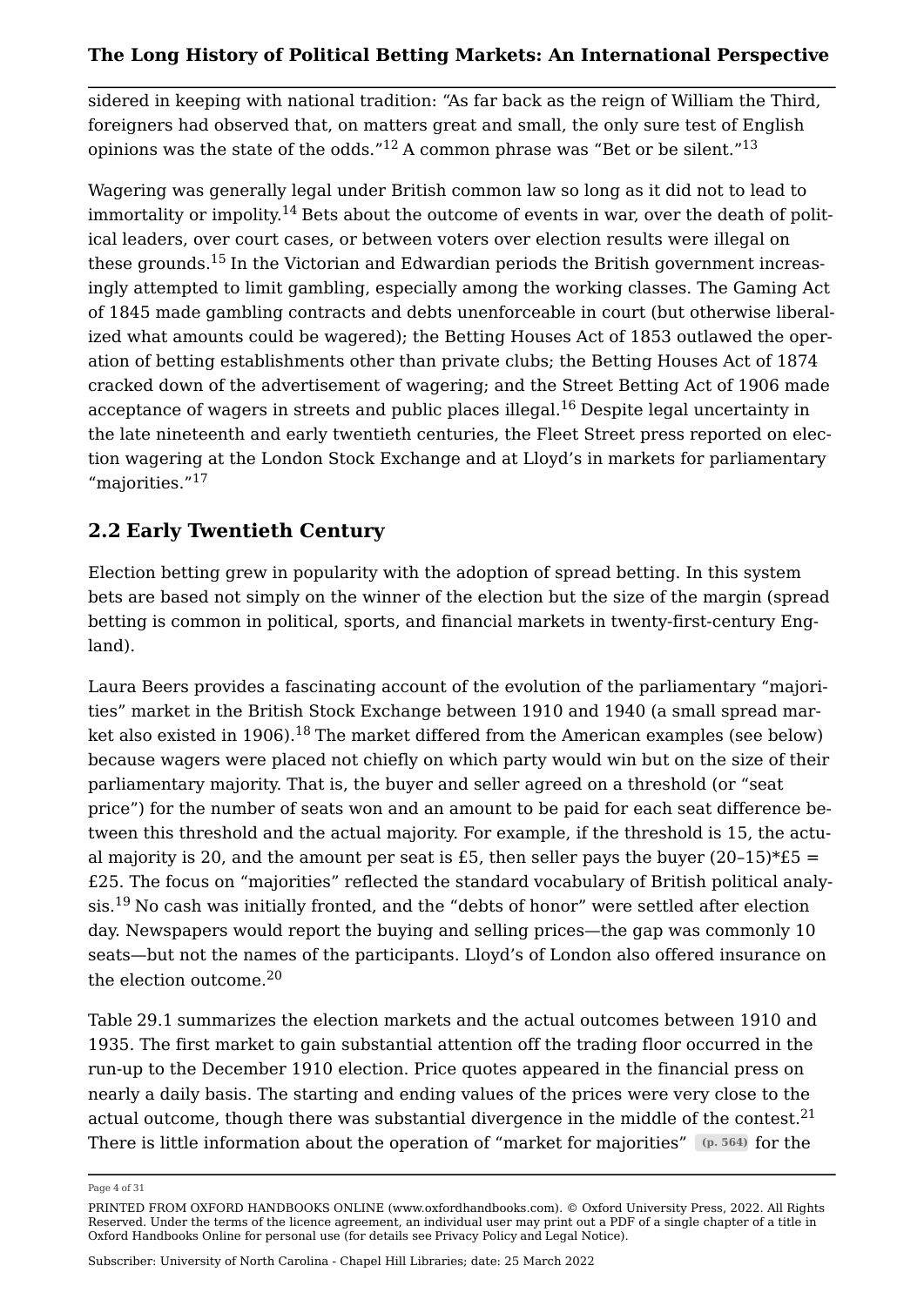sidered in keeping with national tradition: "As far back as the reign of William the Third, foreigners had observed that, on matters great and small, the only sure test of English opinions was the state of the odds."[12] A common phrase was "Bet or be silent."[13]

Wagering was generally legal under British common law so long as it did not to lead to immortality or impolity.[14] Bets about the outcome of events in war, over the death of political leaders, over court cases, or between voters over election results were illegal on these grounds.[15] In the Victorian and Edwardian periods the British government increasingly attempted to limit gambling, especially among the working classes. The Gaming Act of 1845 made gambling contracts and debts unenforceable in court (but otherwise liberalized what amounts could be wagered); the Betting Houses Act of 1853 outlawed the operation of betting establishments other than private clubs; the Betting Houses Act of 1874 cracked down of the advertisement of wagering; and the Street Betting Act of 1906 made acceptance of wagers in streets and public places illegal.[16] Despite legal uncertainty in the late nineteenth and early twentieth centuries, the Fleet Street press reported on election wagering at the London Stock Exchange and at Lloyd's in markets for parliamentary "majorities."[17]

## 2.2 Early Twentieth Century

Election betting grew in popularity with the adoption of spread betting. In this system bets are based not simply on the winner of the election but the size of the margin (spread betting is common in political, sports, and financial markets in twenty-first-century England).

Laura Beers provides a fascinating account of the evolution of the parliamentary "majorities" market in the British Stock Exchange between 1910 and 1940 (a small spread market also existed in 1906).[18] The market differed from the American examples (see below) because wagers were placed not chiefly on which party would win but on the size of their parliamentary majority. That is, the buyer and seller agreed on a threshold (or "seat price") for the number of seats won and an amount to be paid for each seat difference between this threshold and the actual majority. For example, if the threshold is 15, the actual majority is 20, and the amount per seat is £5, then seller pays the buyer (20–15)*£5 = £25. The focus on "majorities" reflected the standard vocabulary of British political analysis.[19] No cash was initially fronted, and the "debts of honor" were settled after election day. Newspapers would report the buying and selling prices—the gap was commonly 10 seats—but not the names of the participants. Lloyd's of London also offered insurance on the election outcome.[20]

Table 29.1 summarizes the election markets and the actual outcomes between 1910 and 1935. The first market to gain substantial attention off the trading floor occurred in the run-up to the December 1910 election. Price quotes appeared in the financial press on nearly a daily basis. The starting and ending values of the prices were very close to the actual outcome, though there was substantial divergence in the middle of the contest.[21] There is little information about the operation of "market for majorities" (p. 564) for the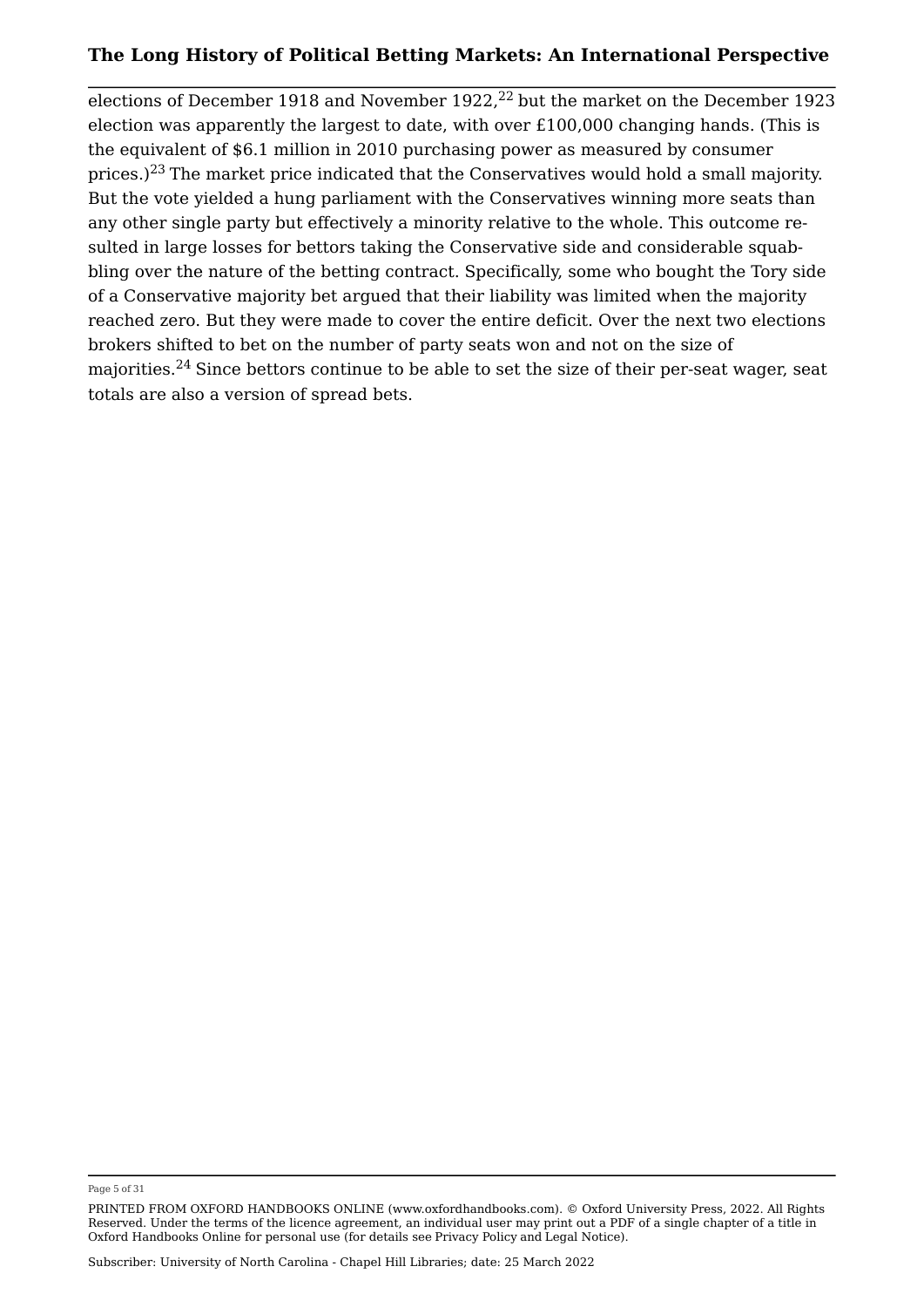elections of December 1918 and November 1922,[22] but the market on the December 1923 election was apparently the largest to date, with over £100,000 changing hands. (This is the equivalent of $6.1 million in 2010 purchasing power as measured by consumer prices.)[23] The market price indicated that the Conservatives would hold a small majority. But the vote yielded a hung parliament with the Conservatives winning more seats than any other single party but effectively a minority relative to the whole. This outcome resulted in large losses for bettors taking the Conservative side and considerable squabbling over the nature of the betting contract. Specifically, some who bought the Tory side of a Conservative majority bet argued that their liability was limited when the majority reached zero. But they were made to cover the entire deficit. Over the next two elections brokers shifted to bet on the number of party seats won and not on the size of majorities.[24] Since bettors continue to be able to set the size of their per-seat wager, seat totals are also a version of spread bets.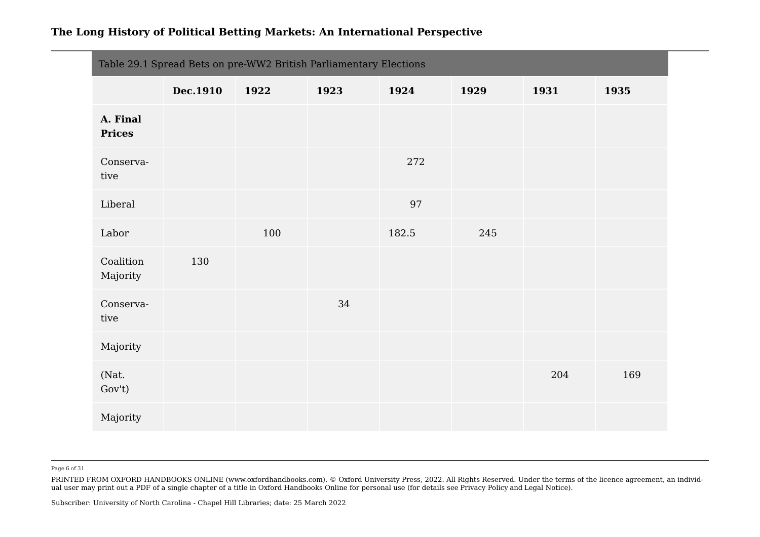Table 29.1 Spread Bets on pre-WW2 British Parliamentary Elections

| | Dec.1910 | 1922 | 1923 | 1924 | 1929 | 1931 | 1935 |
|---|---|---|---|---|---|---|---|
| **A. Final Prices** | | | | | | | |
| Conservative | | | | 272 | | | |
| Liberal | | | | 97 | | | |
| Labor | | 100 | | 182.5 | 245 | | |
| Coalition Majority | 130 | | | | | | |
| Conservative | | | 34 | | | | |
| Majority | | | | | | | |
| (Nat. Gov't) | | | | | | 204 | 169 |
| Majority | | | | | | | |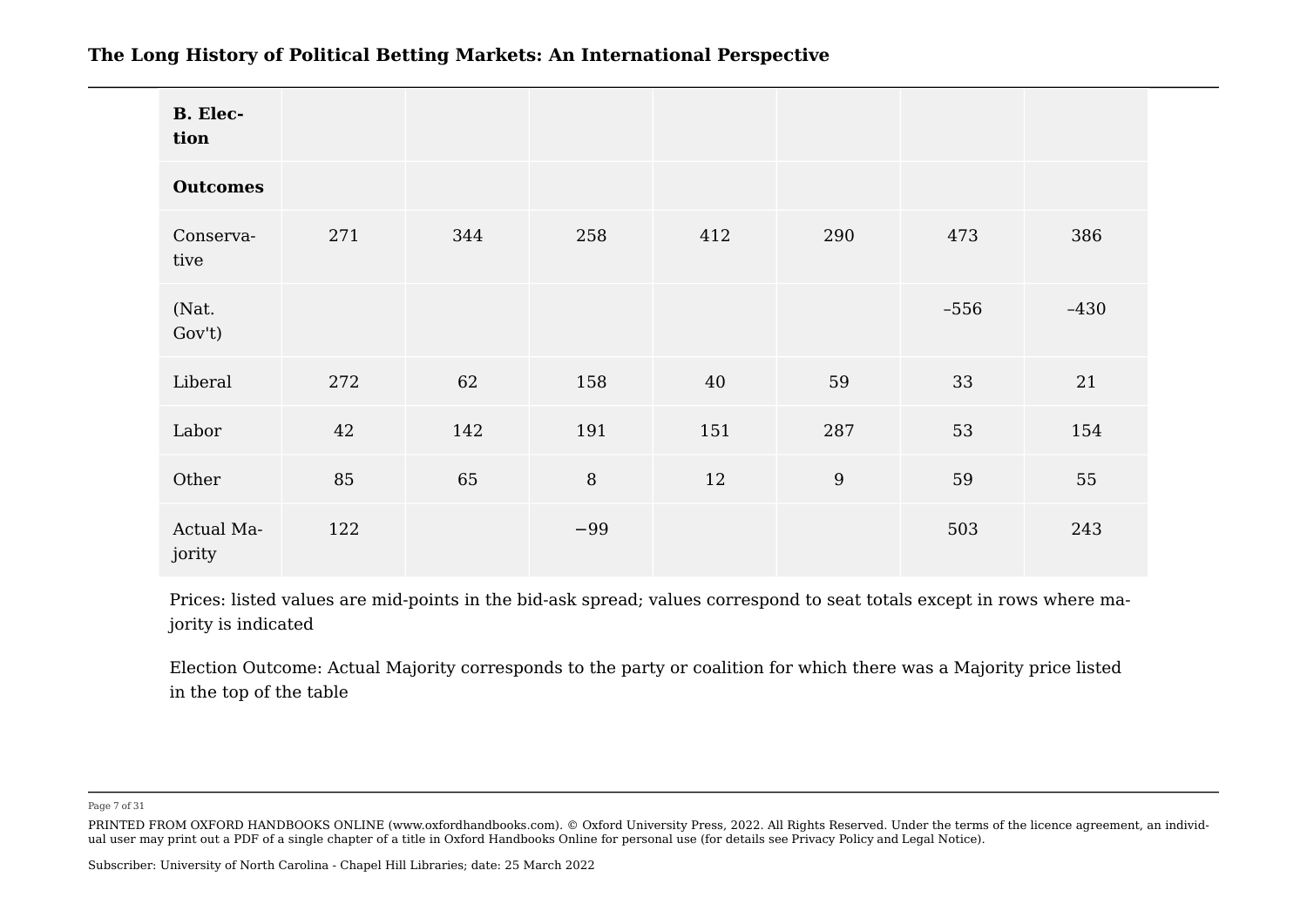| B. Election Outcomes | | | | | | | |
|---|---|---|---|---|---|---|---|
| Conservative | 271 | 344 | 258 | 412 | 290 | 473 | 386 |
| (Nat. Gov't) | | | | | | –556 | –430 |
| Liberal | 272 | 62 | 158 | 40 | 59 | 33 | 21 |
| Labor | 42 | 142 | 191 | 151 | 287 | 53 | 154 |
| Other | 85 | 65 | 8 | 12 | 9 | 59 | 55 |
| Actual Majority | 122 | | −99 | | | 503 | 243 |

Prices: listed values are mid-points in the bid-ask spread; values correspond to seat totals except in rows where majority is indicated

Election Outcome: Actual Majority corresponds to the party or coalition for which there was a Majority price listed in the top of the table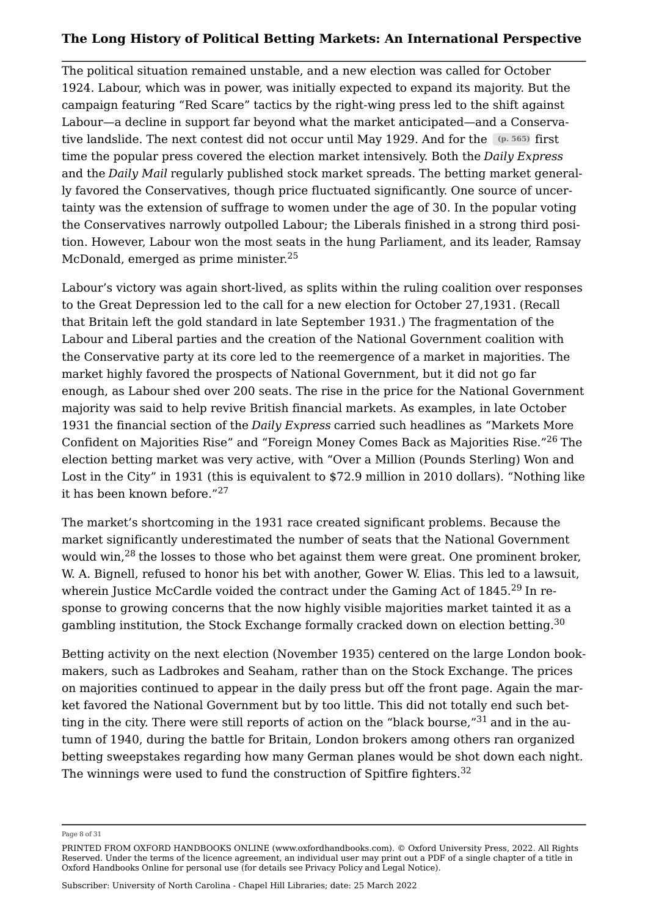The political situation remained unstable, and a new election was called for October 1924. Labour, which was in power, was initially expected to expand its majority. But the campaign featuring "Red Scare" tactics by the right-wing press led to the shift against Labour—a decline in support far beyond what the market anticipated—and a Conservative landslide. The next contest did not occur until May 1929. And for the (p. 565) first time the popular press covered the election market intensively. Both the *Daily Express* and the *Daily Mail* regularly published stock market spreads. The betting market generally favored the Conservatives, though price fluctuated significantly. One source of uncertainty was the extension of suffrage to women under the age of 30. In the popular voting the Conservatives narrowly outpolled Labour; the Liberals finished in a strong third position. However, Labour won the most seats in the hung Parliament, and its leader, Ramsay McDonald, emerged as prime minister.[25]

Labour's victory was again short-lived, as splits within the ruling coalition over responses to the Great Depression led to the call for a new election for October 27,1931. (Recall that Britain left the gold standard in late September 1931.) The fragmentation of the Labour and Liberal parties and the creation of the National Government coalition with the Conservative party at its core led to the reemergence of a market in majorities. The market highly favored the prospects of National Government, but it did not go far enough, as Labour shed over 200 seats. The rise in the price for the National Government majority was said to help revive British financial markets. As examples, in late October 1931 the financial section of the *Daily Express* carried such headlines as "Markets More Confident on Majorities Rise" and "Foreign Money Comes Back as Majorities Rise."[26] The election betting market was very active, with "Over a Million (Pounds Sterling) Won and Lost in the City" in 1931 (this is equivalent to $72.9 million in 2010 dollars). "Nothing like it has been known before."[27]

The market's shortcoming in the 1931 race created significant problems. Because the market significantly underestimated the number of seats that the National Government would win,[28] the losses to those who bet against them were great. One prominent broker, W. A. Bignell, refused to honor his bet with another, Gower W. Elias. This led to a lawsuit, wherein Justice McCardle voided the contract under the Gaming Act of 1845.[29] In response to growing concerns that the now highly visible majorities market tainted it as a gambling institution, the Stock Exchange formally cracked down on election betting.[30]

Betting activity on the next election (November 1935) centered on the large London bookmakers, such as Ladbrokes and Seaham, rather than on the Stock Exchange. The prices on majorities continued to appear in the daily press but off the front page. Again the market favored the National Government but by too little. This did not totally end such betting in the city. There were still reports of action on the "black bourse,"[31] and in the autumn of 1940, during the battle for Britain, London brokers among others ran organized betting sweepstakes regarding how many German planes would be shot down each night. The winnings were used to fund the construction of Spitfire fighters.[32]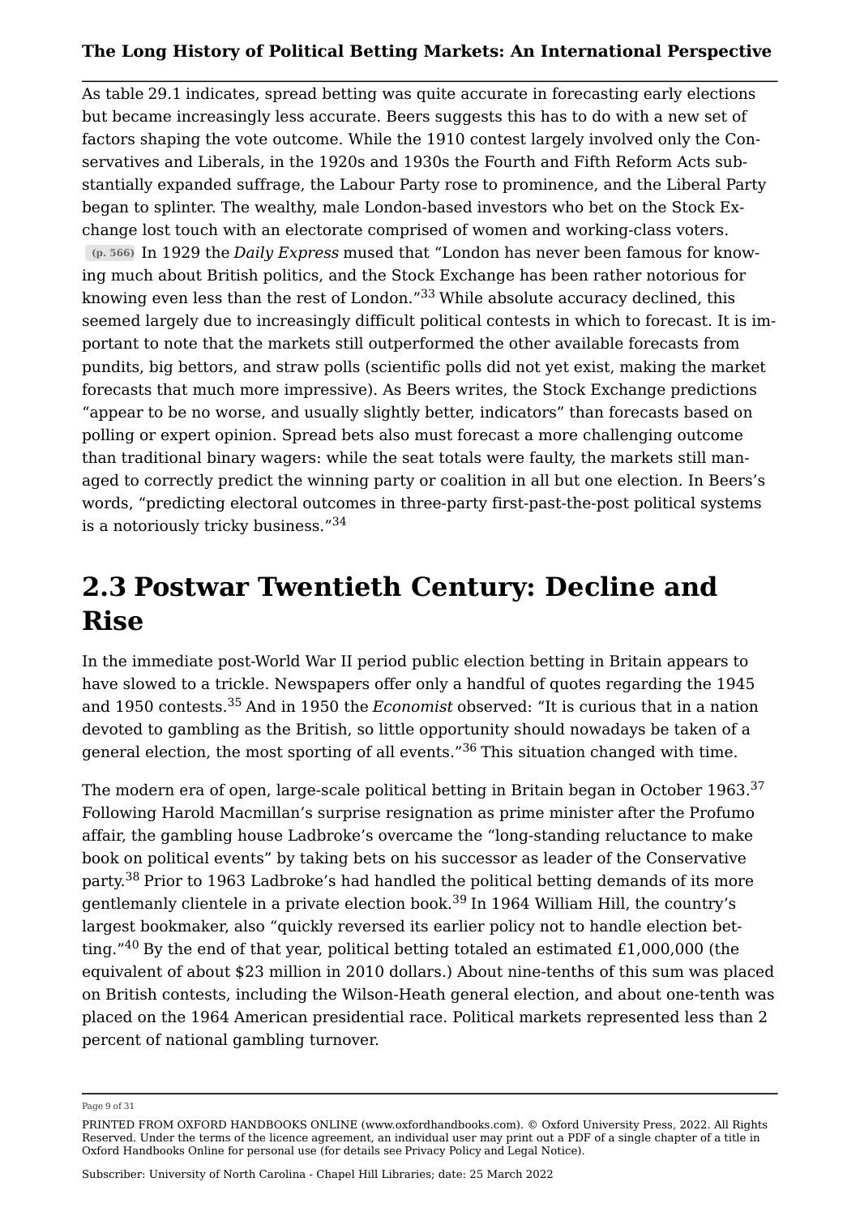As table 29.1 indicates, spread betting was quite accurate in forecasting early elections but became increasingly less accurate. Beers suggests this has to do with a new set of factors shaping the vote outcome. While the 1910 contest largely involved only the Conservatives and Liberals, in the 1920s and 1930s the Fourth and Fifth Reform Acts substantially expanded suffrage, the Labour Party rose to prominence, and the Liberal Party began to splinter. The wealthy, male London-based investors who bet on the Stock Exchange lost touch with an electorate comprised of women and working-class voters. (p. 566) In 1929 the *Daily Express* mused that "London has never been famous for knowing much about British politics, and the Stock Exchange has been rather notorious for knowing even less than the rest of London."[33] While absolute accuracy declined, this seemed largely due to increasingly difficult political contests in which to forecast. It is important to note that the markets still outperformed the other available forecasts from pundits, big bettors, and straw polls (scientific polls did not yet exist, making the market forecasts that much more impressive). As Beers writes, the Stock Exchange predictions "appear to be no worse, and usually slightly better, indicators" than forecasts based on polling or expert opinion. Spread bets also must forecast a more challenging outcome than traditional binary wagers: while the seat totals were faulty, the markets still managed to correctly predict the winning party or coalition in all but one election. In Beers's words, "predicting electoral outcomes in three-party first-past-the-post political systems is a notoriously tricky business."[34]

## 2.3 Postwar Twentieth Century: Decline and Rise

In the immediate post-World War II period public election betting in Britain appears to have slowed to a trickle. Newspapers offer only a handful of quotes regarding the 1945 and 1950 contests.[35] And in 1950 the *Economist* observed: "It is curious that in a nation devoted to gambling as the British, so little opportunity should nowadays be taken of a general election, the most sporting of all events."[36] This situation changed with time.

The modern era of open, large-scale political betting in Britain began in October 1963.[37] Following Harold Macmillan's surprise resignation as prime minister after the Profumo affair, the gambling house Ladbroke's overcame the "long-standing reluctance to make book on political events" by taking bets on his successor as leader of the Conservative party.[38] Prior to 1963 Ladbroke's had handled the political betting demands of its more gentlemanly clientele in a private election book.[39] In 1964 William Hill, the country's largest bookmaker, also "quickly reversed its earlier policy not to handle election betting."[40] By the end of that year, political betting totaled an estimated £1,000,000 (the equivalent of about $23 million in 2010 dollars.) About nine-tenths of this sum was placed on British contests, including the Wilson-Heath general election, and about one-tenth was placed on the 1964 American presidential race. Political markets represented less than 2 percent of national gambling turnover.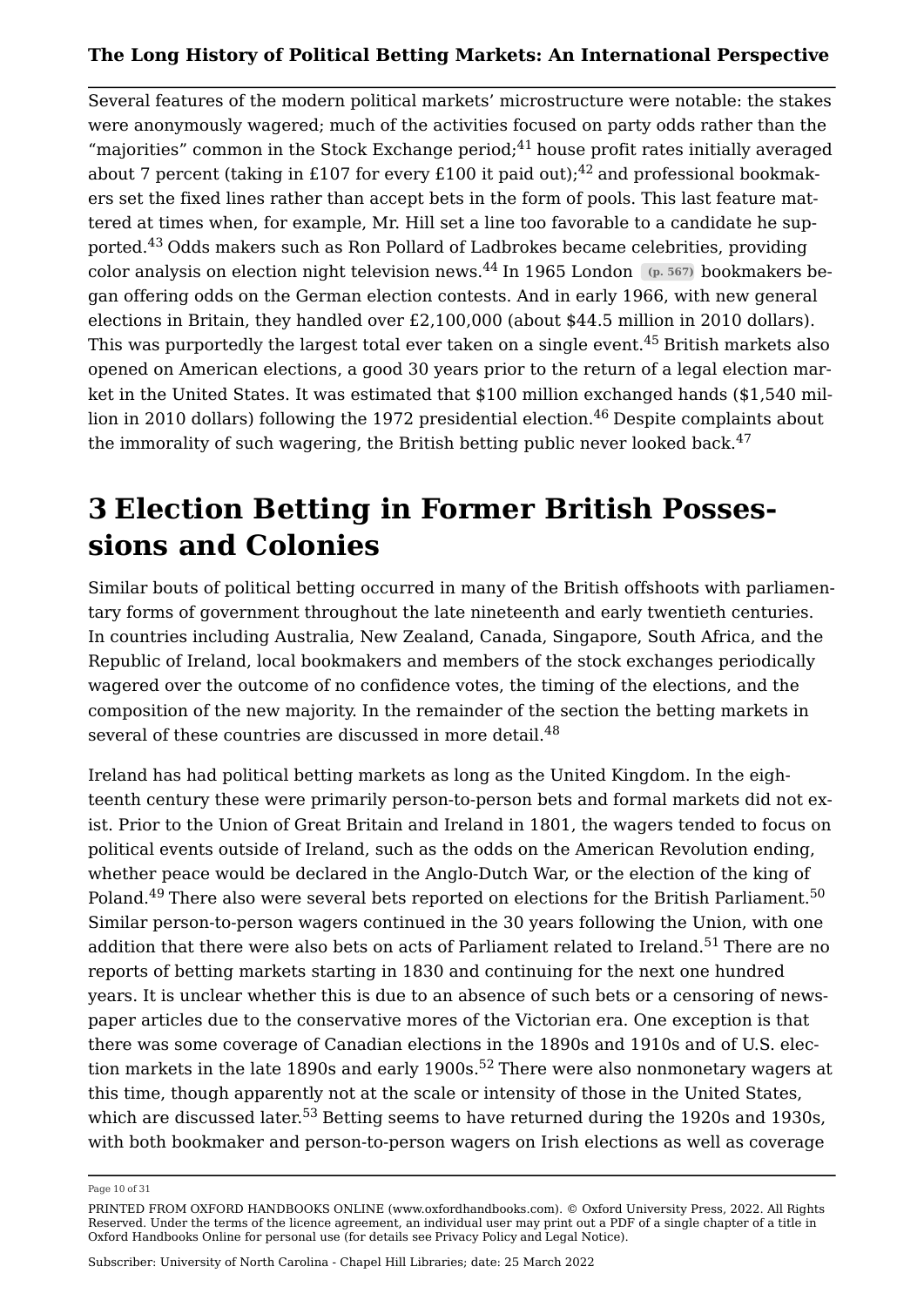Several features of the modern political markets' microstructure were notable: the stakes were anonymously wagered; much of the activities focused on party odds rather than the "majorities" common in the Stock Exchange period;[41] house profit rates initially averaged about 7 percent (taking in £107 for every £100 it paid out);[42] and professional bookmakers set the fixed lines rather than accept bets in the form of pools. This last feature mattered at times when, for example, Mr. Hill set a line too favorable to a candidate he supported.[43] Odds makers such as Ron Pollard of Ladbrokes became celebrities, providing color analysis on election night television news.[44] In 1965 London (p. 567) bookmakers began offering odds on the German election contests. And in early 1966, with new general elections in Britain, they handled over £2,100,000 (about $44.5 million in 2010 dollars). This was purportedly the largest total ever taken on a single event.[45] British markets also opened on American elections, a good 30 years prior to the return of a legal election market in the United States. It was estimated that $100 million exchanged hands ($1,540 million in 2010 dollars) following the 1972 presidential election.[46] Despite complaints about the immorality of such wagering, the British betting public never looked back.[47]

# 3 Election Betting in Former British Possessions and Colonies

Similar bouts of political betting occurred in many of the British offshoots with parliamentary forms of government throughout the late nineteenth and early twentieth centuries. In countries including Australia, New Zealand, Canada, Singapore, South Africa, and the Republic of Ireland, local bookmakers and members of the stock exchanges periodically wagered over the outcome of no confidence votes, the timing of the elections, and the composition of the new majority. In the remainder of the section the betting markets in several of these countries are discussed in more detail.[48]

Ireland has had political betting markets as long as the United Kingdom. In the eighteenth century these were primarily person-to-person bets and formal markets did not exist. Prior to the Union of Great Britain and Ireland in 1801, the wagers tended to focus on political events outside of Ireland, such as the odds on the American Revolution ending, whether peace would be declared in the Anglo-Dutch War, or the election of the king of Poland.[49] There also were several bets reported on elections for the British Parliament.[50] Similar person-to-person wagers continued in the 30 years following the Union, with one addition that there were also bets on acts of Parliament related to Ireland.[51] There are no reports of betting markets starting in 1830 and continuing for the next one hundred years. It is unclear whether this is due to an absence of such bets or a censoring of newspaper articles due to the conservative mores of the Victorian era. One exception is that there was some coverage of Canadian elections in the 1890s and 1910s and of U.S. election markets in the late 1890s and early 1900s.[52] There were also nonmonetary wagers at this time, though apparently not at the scale or intensity of those in the United States, which are discussed later.[53] Betting seems to have returned during the 1920s and 1930s, with both bookmaker and person-to-person wagers on Irish elections as well as coverage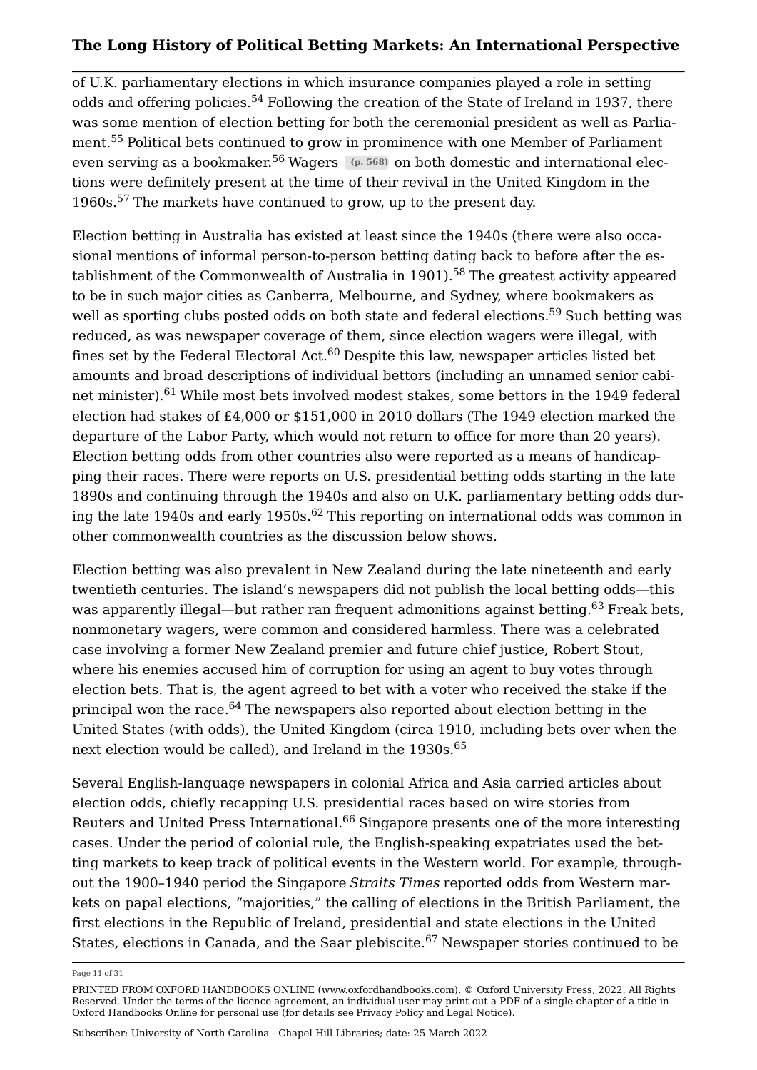of U.K. parliamentary elections in which insurance companies played a role in setting odds and offering policies.[54] Following the creation of the State of Ireland in 1937, there was some mention of election betting for both the ceremonial president as well as Parliament.[55] Political bets continued to grow in prominence with one Member of Parliament even serving as a bookmaker.[56] Wagers (p. 568) on both domestic and international elections were definitely present at the time of their revival in the United Kingdom in the 1960s.[57] The markets have continued to grow, up to the present day.

Election betting in Australia has existed at least since the 1940s (there were also occasional mentions of informal person-to-person betting dating back to before after the establishment of the Commonwealth of Australia in 1901).[58] The greatest activity appeared to be in such major cities as Canberra, Melbourne, and Sydney, where bookmakers as well as sporting clubs posted odds on both state and federal elections.[59] Such betting was reduced, as was newspaper coverage of them, since election wagers were illegal, with fines set by the Federal Electoral Act.[60] Despite this law, newspaper articles listed bet amounts and broad descriptions of individual bettors (including an unnamed senior cabinet minister).[61] While most bets involved modest stakes, some bettors in the 1949 federal election had stakes of £4,000 or $151,000 in 2010 dollars (The 1949 election marked the departure of the Labor Party, which would not return to office for more than 20 years). Election betting odds from other countries also were reported as a means of handicapping their races. There were reports on U.S. presidential betting odds starting in the late 1890s and continuing through the 1940s and also on U.K. parliamentary betting odds during the late 1940s and early 1950s.[62] This reporting on international odds was common in other commonwealth countries as the discussion below shows.

Election betting was also prevalent in New Zealand during the late nineteenth and early twentieth centuries. The island's newspapers did not publish the local betting odds—this was apparently illegal—but rather ran frequent admonitions against betting.[63] Freak bets, nonmonetary wagers, were common and considered harmless. There was a celebrated case involving a former New Zealand premier and future chief justice, Robert Stout, where his enemies accused him of corruption for using an agent to buy votes through election bets. That is, the agent agreed to bet with a voter who received the stake if the principal won the race.[64] The newspapers also reported about election betting in the United States (with odds), the United Kingdom (circa 1910, including bets over when the next election would be called), and Ireland in the 1930s.[65]

Several English-language newspapers in colonial Africa and Asia carried articles about election odds, chiefly recapping U.S. presidential races based on wire stories from Reuters and United Press International.[66] Singapore presents one of the more interesting cases. Under the period of colonial rule, the English-speaking expatriates used the betting markets to keep track of political events in the Western world. For example, throughout the 1900–1940 period the Singapore *Straits Times* reported odds from Western markets on papal elections, "majorities," the calling of elections in the British Parliament, the first elections in the Republic of Ireland, presidential and state elections in the United States, elections in Canada, and the Saar plebiscite.[67] Newspaper stories continued to be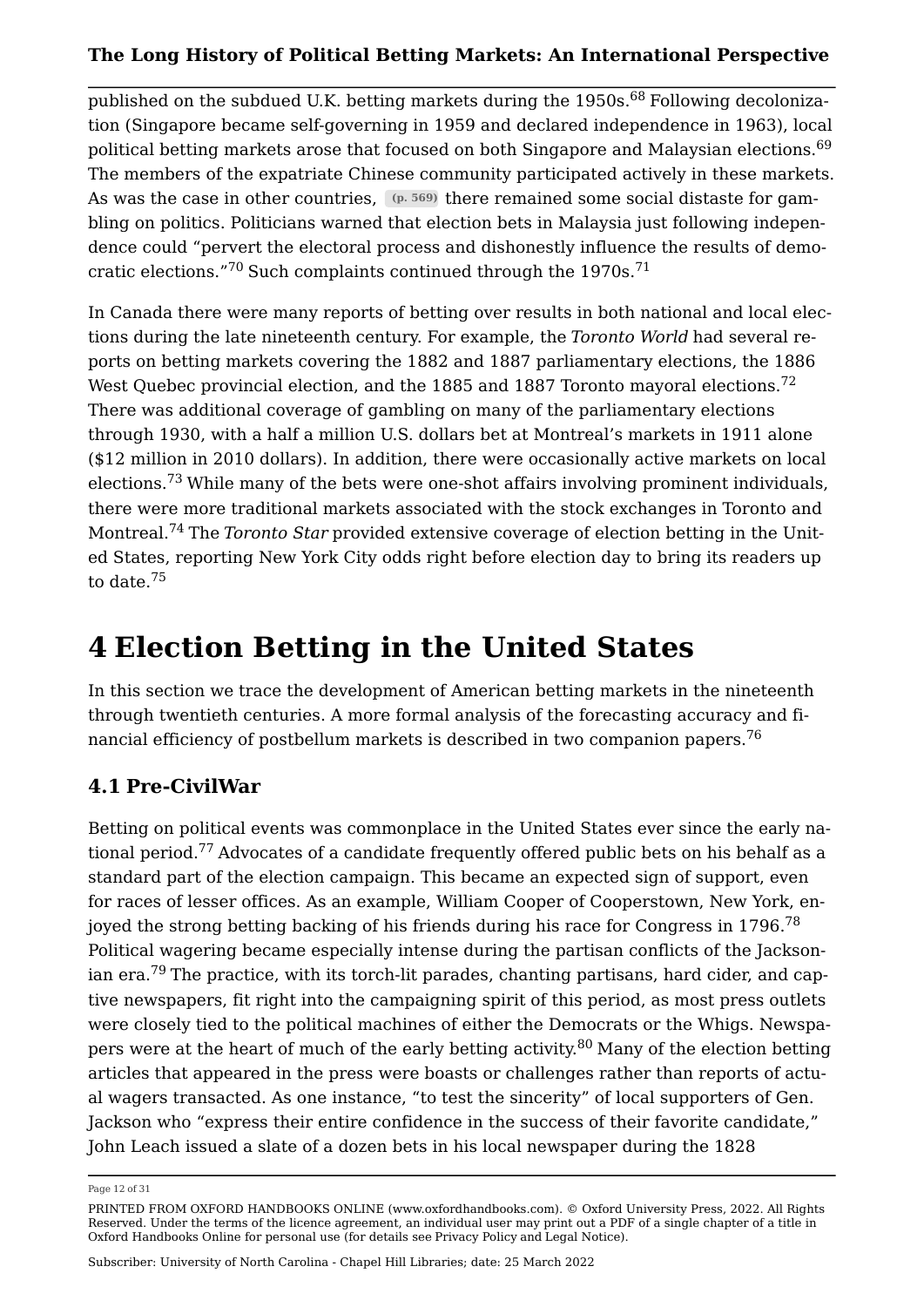published on the subdued U.K. betting markets during the 1950s.[68] Following decolonization (Singapore became self-governing in 1959 and declared independence in 1963), local political betting markets arose that focused on both Singapore and Malaysian elections.[69] The members of the expatriate Chinese community participated actively in these markets. As was the case in other countries, (p. 569) there remained some social distaste for gambling on politics. Politicians warned that election bets in Malaysia just following independence could "pervert the electoral process and dishonestly influence the results of democratic elections."[70] Such complaints continued through the 1970s.[71]

In Canada there were many reports of betting over results in both national and local elections during the late nineteenth century. For example, the *Toronto World* had several reports on betting markets covering the 1882 and 1887 parliamentary elections, the 1886 West Quebec provincial election, and the 1885 and 1887 Toronto mayoral elections.[72] There was additional coverage of gambling on many of the parliamentary elections through 1930, with a half a million U.S. dollars bet at Montreal's markets in 1911 alone ($12 million in 2010 dollars). In addition, there were occasionally active markets on local elections.[73] While many of the bets were one-shot affairs involving prominent individuals, there were more traditional markets associated with the stock exchanges in Toronto and Montreal.[74] The *Toronto Star* provided extensive coverage of election betting in the United States, reporting New York City odds right before election day to bring its readers up to date.[75]

# 4 Election Betting in the United States

In this section we trace the development of American betting markets in the nineteenth through twentieth centuries. A more formal analysis of the forecasting accuracy and financial efficiency of postbellum markets is described in two companion papers.[76]

## 4.1 Pre-CivilWar

Betting on political events was commonplace in the United States ever since the early national period.[77] Advocates of a candidate frequently offered public bets on his behalf as a standard part of the election campaign. This became an expected sign of support, even for races of lesser offices. As an example, William Cooper of Cooperstown, New York, enjoyed the strong betting backing of his friends during his race for Congress in 1796.[78] Political wagering became especially intense during the partisan conflicts of the Jacksonian era.[79] The practice, with its torch-lit parades, chanting partisans, hard cider, and captive newspapers, fit right into the campaigning spirit of this period, as most press outlets were closely tied to the political machines of either the Democrats or the Whigs. Newspapers were at the heart of much of the early betting activity.[80] Many of the election betting articles that appeared in the press were boasts or challenges rather than reports of actual wagers transacted. As one instance, "to test the sincerity" of local supporters of Gen. Jackson who "express their entire confidence in the success of their favorite candidate," John Leach issued a slate of a dozen bets in his local newspaper during the 1828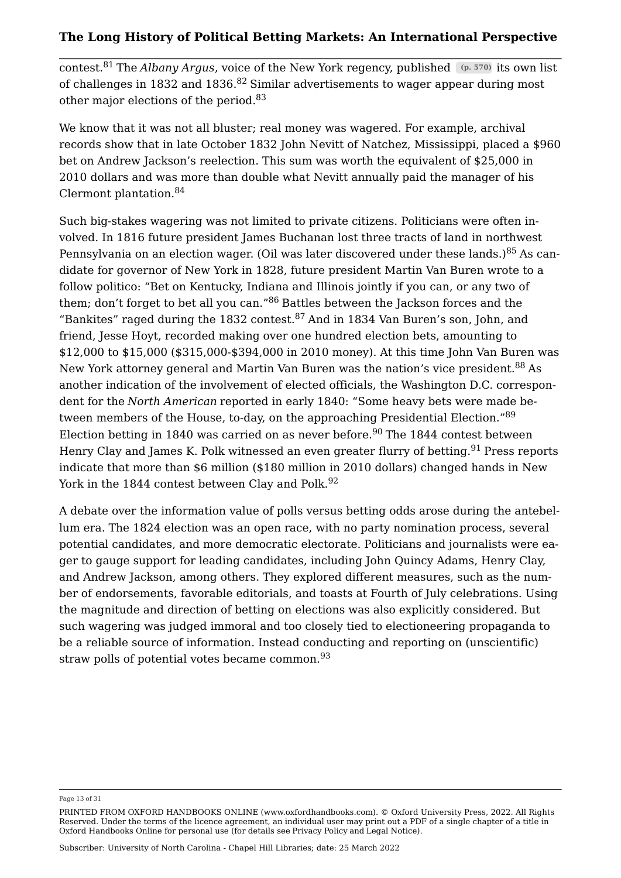contest.[81] The *Albany Argus*, voice of the New York regency, published (p. 570) its own list of challenges in 1832 and 1836.[82] Similar advertisements to wager appear during most other major elections of the period.[83]

We know that it was not all bluster; real money was wagered. For example, archival records show that in late October 1832 John Nevitt of Natchez, Mississippi, placed a $960 bet on Andrew Jackson's reelection. This sum was worth the equivalent of $25,000 in 2010 dollars and was more than double what Nevitt annually paid the manager of his Clermont plantation.[84]

Such big-stakes wagering was not limited to private citizens. Politicians were often involved. In 1816 future president James Buchanan lost three tracts of land in northwest Pennsylvania on an election wager. (Oil was later discovered under these lands.)[85] As candidate for governor of New York in 1828, future president Martin Van Buren wrote to a follow politico: "Bet on Kentucky, Indiana and Illinois jointly if you can, or any two of them; don't forget to bet all you can."[86] Battles between the Jackson forces and the "Bankites" raged during the 1832 contest.[87] And in 1834 Van Buren's son, John, and friend, Jesse Hoyt, recorded making over one hundred election bets, amounting to $12,000 to $15,000 ($315,000-$394,000 in 2010 money). At this time John Van Buren was New York attorney general and Martin Van Buren was the nation's vice president.[88] As another indication of the involvement of elected officials, the Washington D.C. correspondent for the *North American* reported in early 1840: "Some heavy bets were made between members of the House, to-day, on the approaching Presidential Election."[89] Election betting in 1840 was carried on as never before.[90] The 1844 contest between Henry Clay and James K. Polk witnessed an even greater flurry of betting.[91] Press reports indicate that more than $6 million ($180 million in 2010 dollars) changed hands in New York in the 1844 contest between Clay and Polk.[92]

A debate over the information value of polls versus betting odds arose during the antebellum era. The 1824 election was an open race, with no party nomination process, several potential candidates, and more democratic electorate. Politicians and journalists were eager to gauge support for leading candidates, including John Quincy Adams, Henry Clay, and Andrew Jackson, among others. They explored different measures, such as the number of endorsements, favorable editorials, and toasts at Fourth of July celebrations. Using the magnitude and direction of betting on elections was also explicitly considered. But such wagering was judged immoral and too closely tied to electioneering propaganda to be a reliable source of information. Instead conducting and reporting on (unscientific) straw polls of potential votes became common.[93]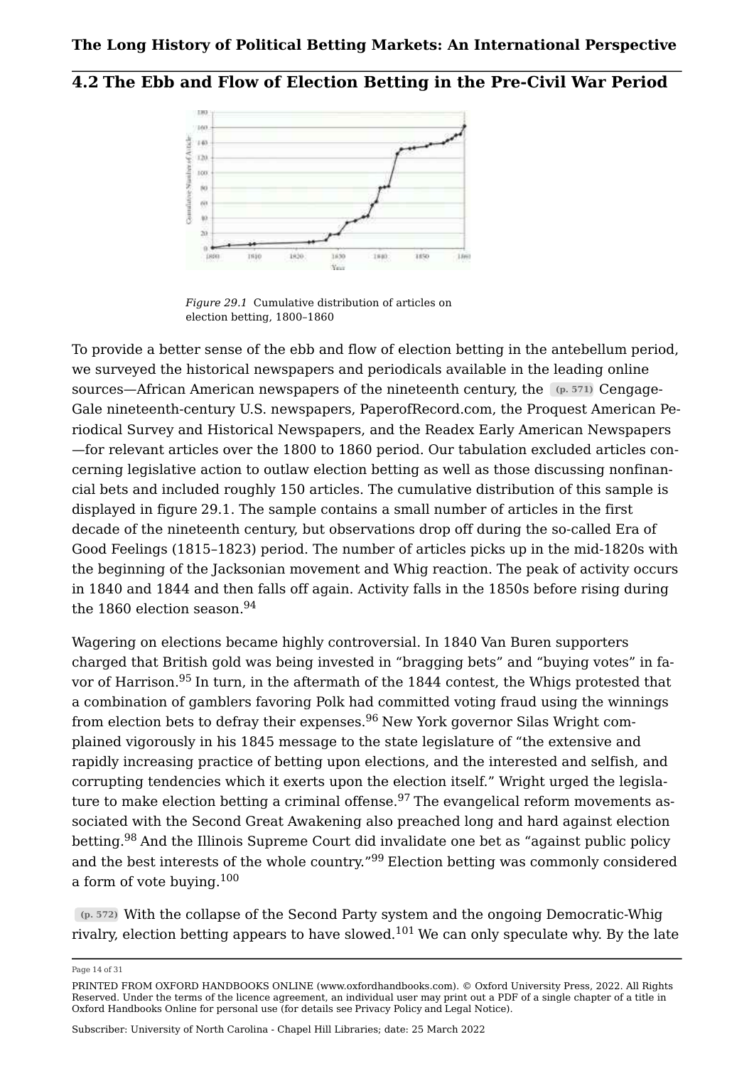## 4.2 The Ebb and Flow of Election Betting in the Pre-Civil War Period

*Figure 29.1* Cumulative distribution of articles on election betting, 1800–1860

To provide a better sense of the ebb and flow of election betting in the antebellum period, we surveyed the historical newspapers and periodicals available in the leading online sources—African American newspapers of the nineteenth century, the Cengage-Gale nineteenth-century U.S. newspapers, PaperofRecord.com, the Proquest American Periodical Survey and Historical Newspapers, and the Readex Early American Newspapers—for relevant articles over the 1800 to 1860 period. Our tabulation excluded articles concerning legislative action to outlaw election betting as well as those discussing nonfinancial bets and included roughly 150 articles. The cumulative distribution of this sample is displayed in figure 29.1. The sample contains a small number of articles in the first decade of the nineteenth century, but observations drop off during the so-called Era of Good Feelings (1815–1823) period. The number of articles picks up in the mid-1820s with the beginning of the Jacksonian movement and Whig reaction. The peak of activity occurs in 1840 and 1844 and then falls off again. Activity falls in the 1850s before rising during the 1860 election season.[94]

Wagering on elections became highly controversial. In 1840 Van Buren supporters charged that British gold was being invested in "bragging bets" and "buying votes" in favor of Harrison.[95] In turn, in the aftermath of the 1844 contest, the Whigs protested that a combination of gamblers favoring Polk had committed voting fraud using the winnings from election bets to defray their expenses.[96] New York governor Silas Wright complained vigorously in his 1845 message to the state legislature of "the extensive and rapidly increasing practice of betting upon elections, and the interested and selfish, and corrupting tendencies which it exerts upon the election itself." Wright urged the legislature to make election betting a criminal offense.[97] The evangelical reform movements associated with the Second Great Awakening also preached long and hard against election betting.[98] And the Illinois Supreme Court did invalidate one bet as "against public policy and the best interests of the whole country."[99] Election betting was commonly considered a form of vote buying.[100]

With the collapse of the Second Party system and the ongoing Democratic-Whig rivalry, election betting appears to have slowed.[101] We can only speculate why. By the late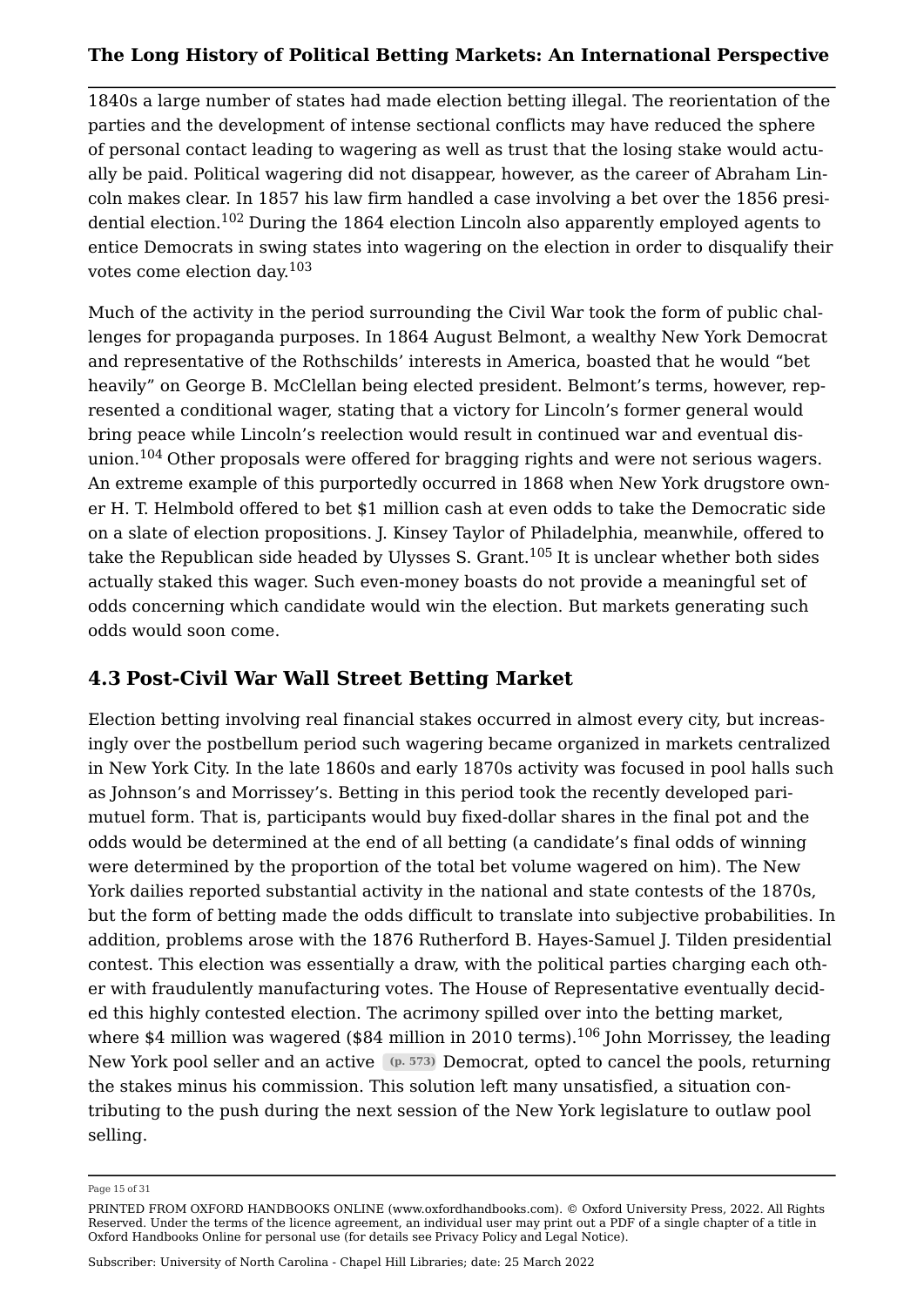1840s a large number of states had made election betting illegal. The reorientation of the parties and the development of intense sectional conflicts may have reduced the sphere of personal contact leading to wagering as well as trust that the losing stake would actually be paid. Political wagering did not disappear, however, as the career of Abraham Lincoln makes clear. In 1857 his law firm handled a case involving a bet over the 1856 presidential election.[102] During the 1864 election Lincoln also apparently employed agents to entice Democrats in swing states into wagering on the election in order to disqualify their votes come election day.[103]

Much of the activity in the period surrounding the Civil War took the form of public challenges for propaganda purposes. In 1864 August Belmont, a wealthy New York Democrat and representative of the Rothschilds' interests in America, boasted that he would "bet heavily" on George B. McClellan being elected president. Belmont's terms, however, represented a conditional wager, stating that a victory for Lincoln's former general would bring peace while Lincoln's reelection would result in continued war and eventual disunion.[104] Other proposals were offered for bragging rights and were not serious wagers. An extreme example of this purportedly occurred in 1868 when New York drugstore owner H. T. Helmbold offered to bet $1 million cash at even odds to take the Democratic side on a slate of election propositions. J. Kinsey Taylor of Philadelphia, meanwhile, offered to take the Republican side headed by Ulysses S. Grant.[105] It is unclear whether both sides actually staked this wager. Such even-money boasts do not provide a meaningful set of odds concerning which candidate would win the election. But markets generating such odds would soon come.

## 4.3 Post-Civil War Wall Street Betting Market

Election betting involving real financial stakes occurred in almost every city, but increasingly over the postbellum period such wagering became organized in markets centralized in New York City. In the late 1860s and early 1870s activity was focused in pool halls such as Johnson's and Morrissey's. Betting in this period took the recently developed pari-mutuel form. That is, participants would buy fixed-dollar shares in the final pot and the odds would be determined at the end of all betting (a candidate's final odds of winning were determined by the proportion of the total bet volume wagered on him). The New York dailies reported substantial activity in the national and state contests of the 1870s, but the form of betting made the odds difficult to translate into subjective probabilities. In addition, problems arose with the 1876 Rutherford B. Hayes-Samuel J. Tilden presidential contest. This election was essentially a draw, with the political parties charging each other with fraudulently manufacturing votes. The House of Representative eventually decided this highly contested election. The acrimony spilled over into the betting market, where $4 million was wagered ($84 million in 2010 terms).[106] John Morrissey, the leading New York pool seller and an active (p. 573) Democrat, opted to cancel the pools, returning the stakes minus his commission. This solution left many unsatisfied, a situation contributing to the push during the next session of the New York legislature to outlaw pool selling.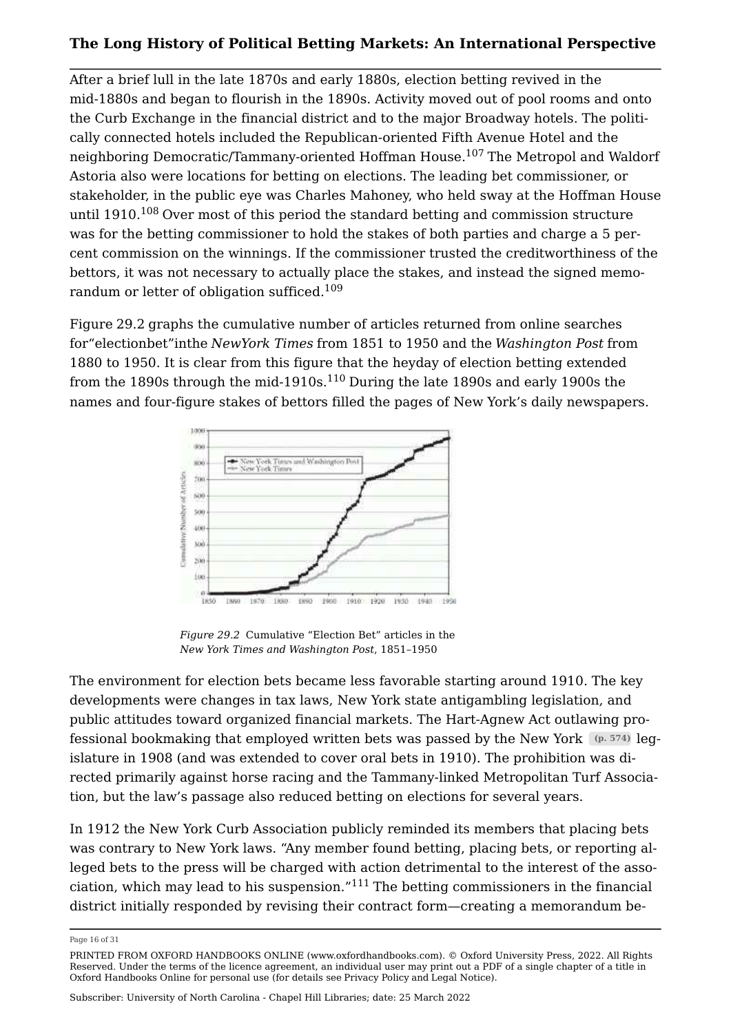After a brief lull in the late 1870s and early 1880s, election betting revived in the mid-1880s and began to flourish in the 1890s. Activity moved out of pool rooms and onto the Curb Exchange in the financial district and to the major Broadway hotels. The politically connected hotels included the Republican-oriented Fifth Avenue Hotel and the neighboring Democratic/Tammany-oriented Hoffman House.[107] The Metropol and Waldorf Astoria also were locations for betting on elections. The leading bet commissioner, or stakeholder, in the public eye was Charles Mahoney, who held sway at the Hoffman House until 1910.[108] Over most of this period the standard betting and commission structure was for the betting commissioner to hold the stakes of both parties and charge a 5 percent commission on the winnings. If the commissioner trusted the creditworthiness of the bettors, it was not necessary to actually place the stakes, and instead the signed memorandum or letter of obligation sufficed.[109]

Figure 29.2 graphs the cumulative number of articles returned from online searches for"electionbet"inthe *NewYork Times* from 1851 to 1950 and the *Washington Post* from 1880 to 1950. It is clear from this figure that the heyday of election betting extended from the 1890s through the mid-1910s.[110] During the late 1890s and early 1900s the names and four-figure stakes of bettors filled the pages of New York's daily newspapers.

*Figure 29.2* Cumulative "Election Bet" articles in the *New York Times and Washington Post*, 1851–1950

The environment for election bets became less favorable starting around 1910. The key developments were changes in tax laws, New York state antigambling legislation, and public attitudes toward organized financial markets. The Hart-Agnew Act outlawing professional bookmaking that employed written bets was passed by the New York (p. 574) legislature in 1908 (and was extended to cover oral bets in 1910). The prohibition was directed primarily against horse racing and the Tammany-linked Metropolitan Turf Association, but the law's passage also reduced betting on elections for several years.

In 1912 the New York Curb Association publicly reminded its members that placing bets was contrary to New York laws. "Any member found betting, placing bets, or reporting alleged bets to the press will be charged with action detrimental to the interest of the association, which may lead to his suspension."[111] The betting commissioners in the financial district initially responded by revising their contract form—creating a memorandum be-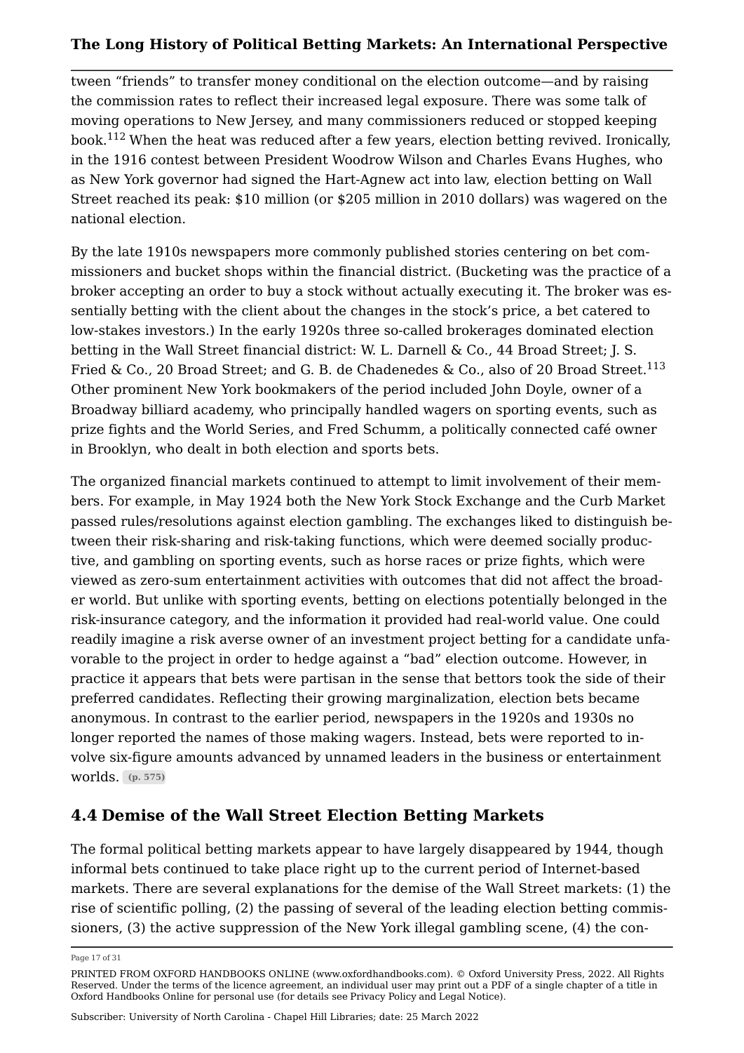tween “friends” to transfer money conditional on the election outcome—and by raising the commission rates to reflect their increased legal exposure. There was some talk of moving operations to New Jersey, and many commissioners reduced or stopped keeping book.[112] When the heat was reduced after a few years, election betting revived. Ironically, in the 1916 contest between President Woodrow Wilson and Charles Evans Hughes, who as New York governor had signed the Hart-Agnew act into law, election betting on Wall Street reached its peak: $10 million (or $205 million in 2010 dollars) was wagered on the national election.

By the late 1910s newspapers more commonly published stories centering on bet commissioners and bucket shops within the financial district. (Bucketing was the practice of a broker accepting an order to buy a stock without actually executing it. The broker was essentially betting with the client about the changes in the stock’s price, a bet catered to low-stakes investors.) In the early 1920s three so-called brokerages dominated election betting in the Wall Street financial district: W. L. Darnell & Co., 44 Broad Street; J. S. Fried & Co., 20 Broad Street; and G. B. de Chadenedes & Co., also of 20 Broad Street.[113] Other prominent New York bookmakers of the period included John Doyle, owner of a Broadway billiard academy, who principally handled wagers on sporting events, such as prize fights and the World Series, and Fred Schumm, a politically connected café owner in Brooklyn, who dealt in both election and sports bets.

The organized financial markets continued to attempt to limit involvement of their members. For example, in May 1924 both the New York Stock Exchange and the Curb Market passed rules/resolutions against election gambling. The exchanges liked to distinguish between their risk-sharing and risk-taking functions, which were deemed socially productive, and gambling on sporting events, such as horse races or prize fights, which were viewed as zero-sum entertainment activities with outcomes that did not affect the broader world. But unlike with sporting events, betting on elections potentially belonged in the risk-insurance category, and the information it provided had real-world value. One could readily imagine a risk averse owner of an investment project betting for a candidate unfavorable to the project in order to hedge against a “bad” election outcome. However, in practice it appears that bets were partisan in the sense that bettors took the side of their preferred candidates. Reflecting their growing marginalization, election bets became anonymous. In contrast to the earlier period, newspapers in the 1920s and 1930s no longer reported the names of those making wagers. Instead, bets were reported to involve six-figure amounts advanced by unnamed leaders in the business or entertainment worlds. (p. 575)

## 4.4 Demise of the Wall Street Election Betting Markets

The formal political betting markets appear to have largely disappeared by 1944, though informal bets continued to take place right up to the current period of Internet-based markets. There are several explanations for the demise of the Wall Street markets: (1) the rise of scientific polling, (2) the passing of several of the leading election betting commissioners, (3) the active suppression of the New York illegal gambling scene, (4) the con-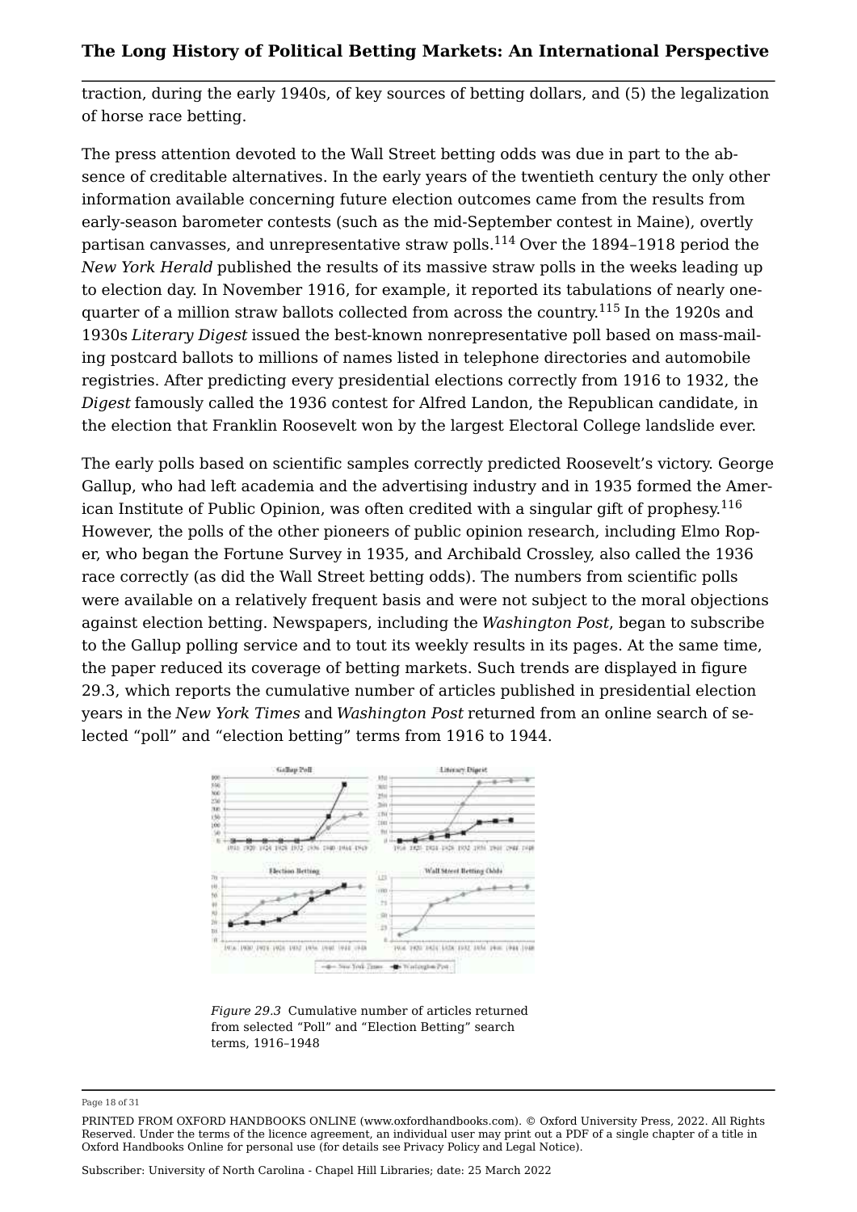traction, during the early 1940s, of key sources of betting dollars, and (5) the legalization of horse race betting.

The press attention devoted to the Wall Street betting odds was due in part to the absence of creditable alternatives. In the early years of the twentieth century the only other information available concerning future election outcomes came from the results from early-season barometer contests (such as the mid-September contest in Maine), overtly partisan canvasses, and unrepresentative straw polls.[114] Over the 1894–1918 period the *New York Herald* published the results of its massive straw polls in the weeks leading up to election day. In November 1916, for example, it reported its tabulations of nearly one-quarter of a million straw ballots collected from across the country.[115] In the 1920s and 1930s *Literary Digest* issued the best-known nonrepresentative poll based on mass-mailing postcard ballots to millions of names listed in telephone directories and automobile registries. After predicting every presidential elections correctly from 1916 to 1932, the *Digest* famously called the 1936 contest for Alfred Landon, the Republican candidate, in the election that Franklin Roosevelt won by the largest Electoral College landslide ever.

The early polls based on scientific samples correctly predicted Roosevelt's victory. George Gallup, who had left academia and the advertising industry and in 1935 formed the American Institute of Public Opinion, was often credited with a singular gift of prophesy.[116] However, the polls of the other pioneers of public opinion research, including Elmo Roper, who began the Fortune Survey in 1935, and Archibald Crossley, also called the 1936 race correctly (as did the Wall Street betting odds). The numbers from scientific polls were available on a relatively frequent basis and were not subject to the moral objections against election betting. Newspapers, including the *Washington Post*, began to subscribe to the Gallup polling service and to tout its weekly results in its pages. At the same time, the paper reduced its coverage of betting markets. Such trends are displayed in figure 29.3, which reports the cumulative number of articles published in presidential election years in the *New York Times* and *Washington Post* returned from an online search of selected "poll" and "election betting" terms from 1916 to 1944.

*Figure 29.3* Cumulative number of articles returned from selected "Poll" and "Election Betting" search terms, 1916–1948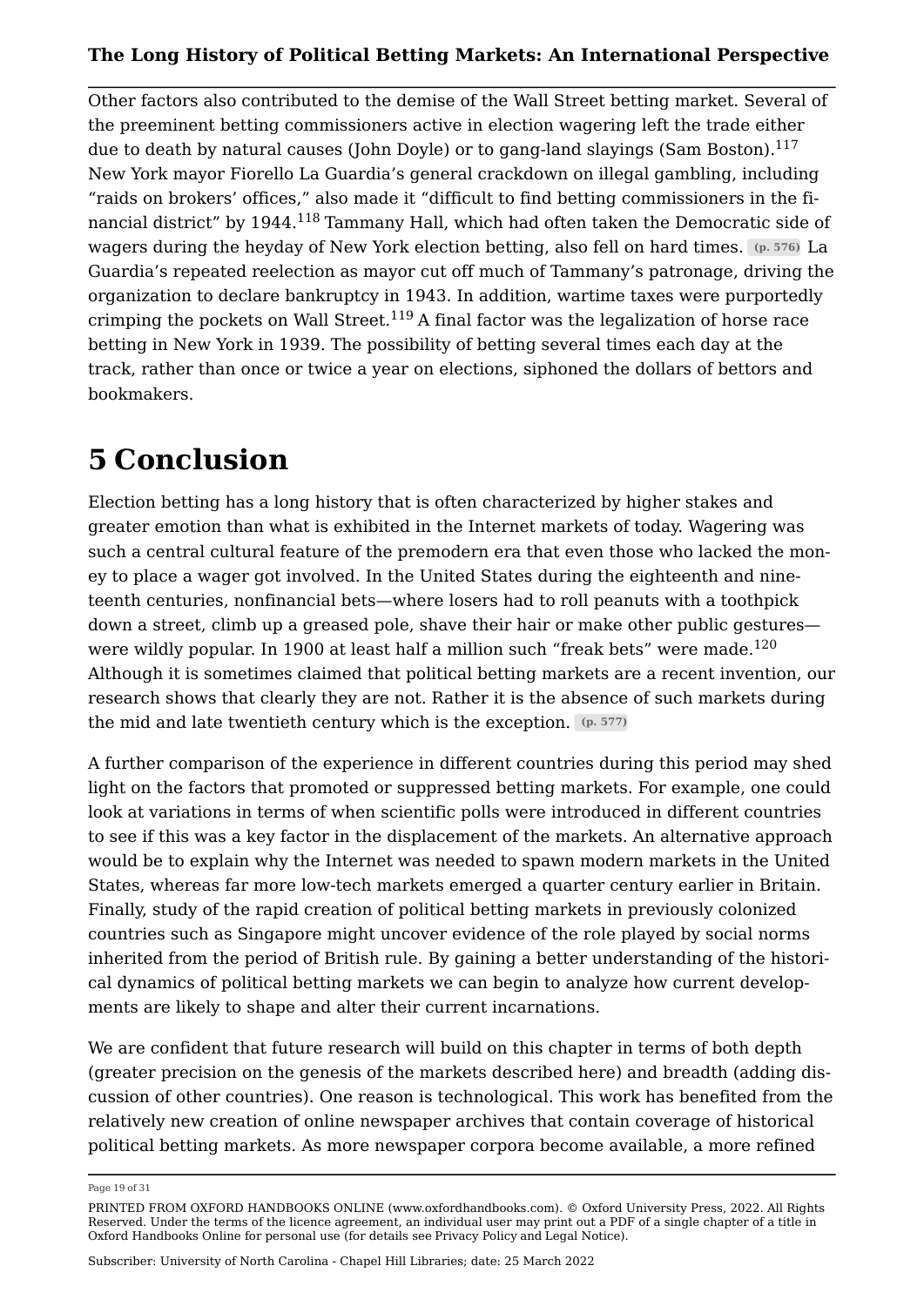Other factors also contributed to the demise of the Wall Street betting market. Several of the preeminent betting commissioners active in election wagering left the trade either due to death by natural causes (John Doyle) or to gang-land slayings (Sam Boston).[117] New York mayor Fiorello La Guardia's general crackdown on illegal gambling, including "raids on brokers' offices," also made it "difficult to find betting commissioners in the financial district" by 1944.[118] Tammany Hall, which had often taken the Democratic side of wagers during the heyday of New York election betting, also fell on hard times. (p. 576) La Guardia's repeated reelection as mayor cut off much of Tammany's patronage, driving the organization to declare bankruptcy in 1943. In addition, wartime taxes were purportedly crimping the pockets on Wall Street.[119] A final factor was the legalization of horse race betting in New York in 1939. The possibility of betting several times each day at the track, rather than once or twice a year on elections, siphoned the dollars of bettors and bookmakers.

# 5 Conclusion

Election betting has a long history that is often characterized by higher stakes and greater emotion than what is exhibited in the Internet markets of today. Wagering was such a central cultural feature of the premodern era that even those who lacked the money to place a wager got involved. In the United States during the eighteenth and nineteenth centuries, nonfinancial bets—where losers had to roll peanuts with a toothpick down a street, climb up a greased pole, shave their hair or make other public gestures—were wildly popular. In 1900 at least half a million such "freak bets" were made.[120] Although it is sometimes claimed that political betting markets are a recent invention, our research shows that clearly they are not. Rather it is the absence of such markets during the mid and late twentieth century which is the exception. (p. 577)

A further comparison of the experience in different countries during this period may shed light on the factors that promoted or suppressed betting markets. For example, one could look at variations in terms of when scientific polls were introduced in different countries to see if this was a key factor in the displacement of the markets. An alternative approach would be to explain why the Internet was needed to spawn modern markets in the United States, whereas far more low-tech markets emerged a quarter century earlier in Britain. Finally, study of the rapid creation of political betting markets in previously colonized countries such as Singapore might uncover evidence of the role played by social norms inherited from the period of British rule. By gaining a better understanding of the historical dynamics of political betting markets we can begin to analyze how current developments are likely to shape and alter their current incarnations.

We are confident that future research will build on this chapter in terms of both depth (greater precision on the genesis of the markets described here) and breadth (adding discussion of other countries). One reason is technological. This work has benefited from the relatively new creation of online newspaper archives that contain coverage of historical political betting markets. As more newspaper corpora become available, a more refined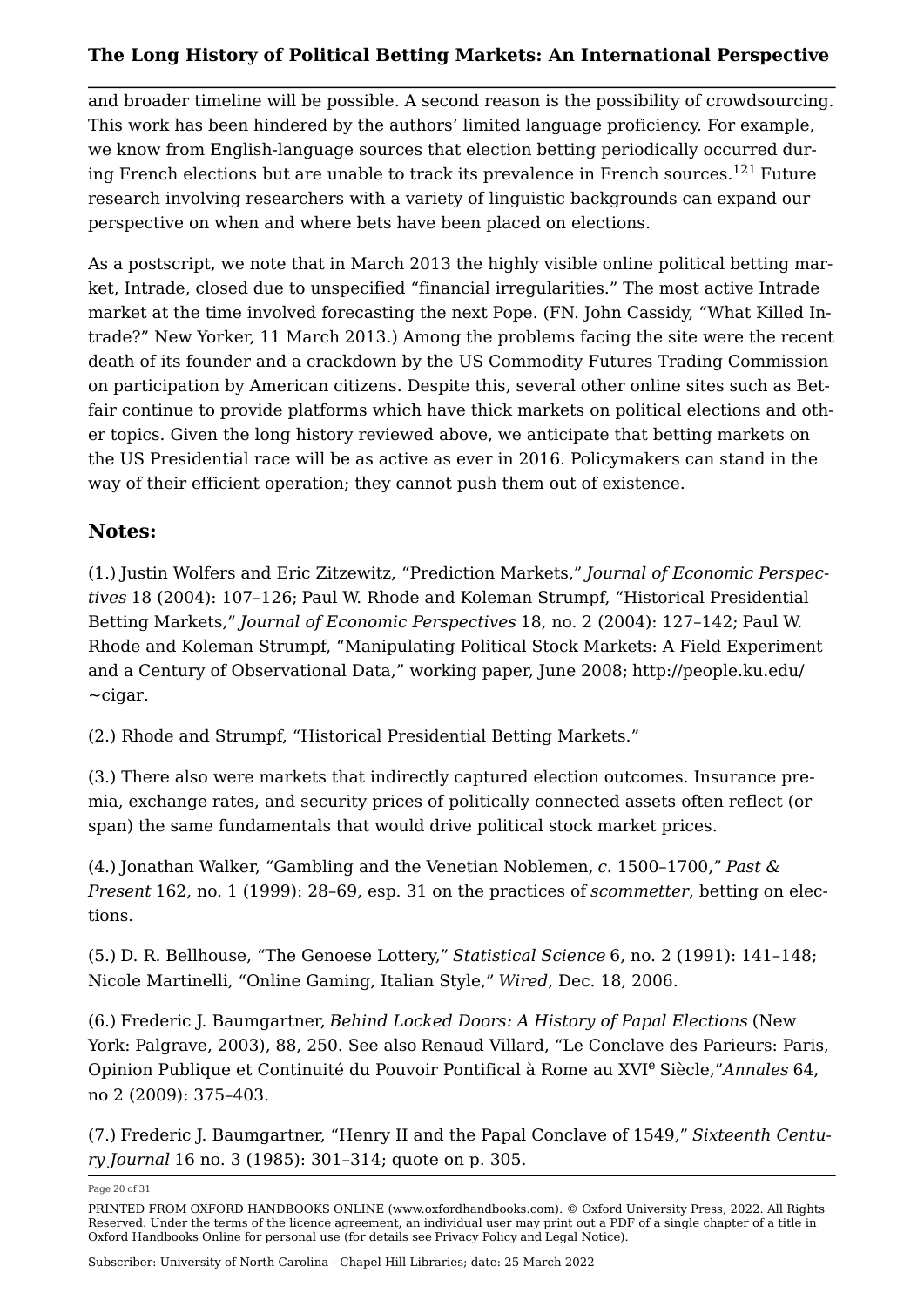and broader timeline will be possible. A second reason is the possibility of crowdsourcing. This work has been hindered by the authors' limited language proficiency. For example, we know from English-language sources that election betting periodically occurred during French elections but are unable to track its prevalence in French sources.[121] Future research involving researchers with a variety of linguistic backgrounds can expand our perspective on when and where bets have been placed on elections.

As a postscript, we note that in March 2013 the highly visible online political betting market, Intrade, closed due to unspecified "financial irregularities." The most active Intrade market at the time involved forecasting the next Pope. (FN. John Cassidy, "What Killed Intrade?" New Yorker, 11 March 2013.) Among the problems facing the site were the recent death of its founder and a crackdown by the US Commodity Futures Trading Commission on participation by American citizens. Despite this, several other online sites such as Betfair continue to provide platforms which have thick markets on political elections and other topics. Given the long history reviewed above, we anticipate that betting markets on the US Presidential race will be as active as ever in 2016. Policymakers can stand in the way of their efficient operation; they cannot push them out of existence.

## Notes:

(1.) Justin Wolfers and Eric Zitzewitz, "Prediction Markets," *Journal of Economic Perspectives* 18 (2004): 107–126; Paul W. Rhode and Koleman Strumpf, "Historical Presidential Betting Markets," *Journal of Economic Perspectives* 18, no. 2 (2004): 127–142; Paul W. Rhode and Koleman Strumpf, "Manipulating Political Stock Markets: A Field Experiment and a Century of Observational Data," working paper, June 2008; http://people.ku.edu/~cigar.

(2.) Rhode and Strumpf, "Historical Presidential Betting Markets."

(3.) There also were markets that indirectly captured election outcomes. Insurance premia, exchange rates, and security prices of politically connected assets often reflect (or span) the same fundamentals that would drive political stock market prices.

(4.) Jonathan Walker, "Gambling and the Venetian Noblemen, *c*. 1500–1700," *Past & Present* 162, no. 1 (1999): 28–69, esp. 31 on the practices of *scommetter*, betting on elections.

(5.) D. R. Bellhouse, "The Genoese Lottery," *Statistical Science* 6, no. 2 (1991): 141–148; Nicole Martinelli, "Online Gaming, Italian Style," *Wired*, Dec. 18, 2006.

(6.) Frederic J. Baumgartner, *Behind Locked Doors: A History of Papal Elections* (New York: Palgrave, 2003), 88, 250. See also Renaud Villard, "Le Conclave des Parieurs: Paris, Opinion Publique et Continuité du Pouvoir Pontifical à Rome au XVI[e] Siècle,"*Annales* 64, no 2 (2009): 375–403.

(7.) Frederic J. Baumgartner, "Henry II and the Papal Conclave of 1549," *Sixteenth Century Journal* 16 no. 3 (1985): 301–314; quote on p. 305.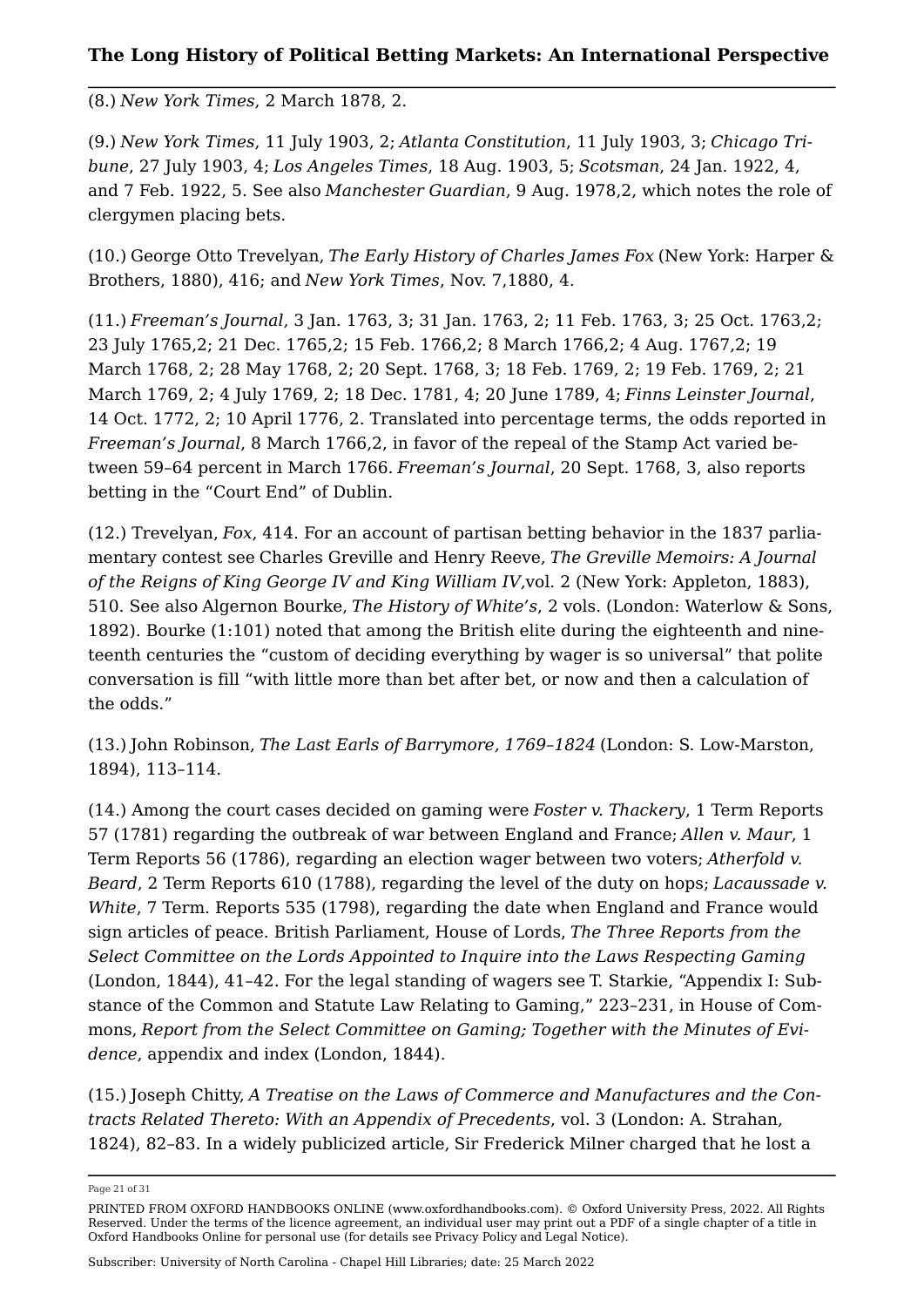(8.) *New York Times*, 2 March 1878, 2.

(9.) *New York Times*, 11 July 1903, 2; *Atlanta Constitution*, 11 July 1903, 3; *Chicago Tribune*, 27 July 1903, 4; *Los Angeles Times*, 18 Aug. 1903, 5; *Scotsman*, 24 Jan. 1922, 4, and 7 Feb. 1922, 5. See also *Manchester Guardian*, 9 Aug. 1978,2, which notes the role of clergymen placing bets.

(10.) George Otto Trevelyan, *The Early History of Charles James Fox* (New York: Harper & Brothers, 1880), 416; and *New York Times*, Nov. 7,1880, 4.

(11.) *Freeman's Journal*, 3 Jan. 1763, 3; 31 Jan. 1763, 2; 11 Feb. 1763, 3; 25 Oct. 1763,2; 23 July 1765,2; 21 Dec. 1765,2; 15 Feb. 1766,2; 8 March 1766,2; 4 Aug. 1767,2; 19 March 1768, 2; 28 May 1768, 2; 20 Sept. 1768, 3; 18 Feb. 1769, 2; 19 Feb. 1769, 2; 21 March 1769, 2; 4 July 1769, 2; 18 Dec. 1781, 4; 20 June 1789, 4; *Finns Leinster Journal*, 14 Oct. 1772, 2; 10 April 1776, 2. Translated into percentage terms, the odds reported in *Freeman's Journal*, 8 March 1766,2, in favor of the repeal of the Stamp Act varied between 59–64 percent in March 1766. *Freeman's Journal*, 20 Sept. 1768, 3, also reports betting in the "Court End" of Dublin.

(12.) Trevelyan, *Fox*, 414. For an account of partisan betting behavior in the 1837 parliamentary contest see Charles Greville and Henry Reeve, *The Greville Memoirs: A Journal of the Reigns of King George IV and King William IV*,vol. 2 (New York: Appleton, 1883), 510. See also Algernon Bourke, *The History of White's*, 2 vols. (London: Waterlow & Sons, 1892). Bourke (1:101) noted that among the British elite during the eighteenth and nineteenth centuries the "custom of deciding everything by wager is so universal" that polite conversation is fill "with little more than bet after bet, or now and then a calculation of the odds."

(13.) John Robinson, *The Last Earls of Barrymore, 1769–1824* (London: S. Low-Marston, 1894), 113–114.

(14.) Among the court cases decided on gaming were *Foster v. Thackery*, 1 Term Reports 57 (1781) regarding the outbreak of war between England and France; *Allen v. Maur*, 1 Term Reports 56 (1786), regarding an election wager between two voters; *Atherfold v. Beard*, 2 Term Reports 610 (1788), regarding the level of the duty on hops; *Lacaussade v. White*, 7 Term. Reports 535 (1798), regarding the date when England and France would sign articles of peace. British Parliament, House of Lords, *The Three Reports from the Select Committee on the Lords Appointed to Inquire into the Laws Respecting Gaming* (London, 1844), 41–42. For the legal standing of wagers see T. Starkie, "Appendix I: Substance of the Common and Statute Law Relating to Gaming," 223–231, in House of Commons, *Report from the Select Committee on Gaming; Together with the Minutes of Evidence*, appendix and index (London, 1844).

(15.) Joseph Chitty, *A Treatise on the Laws of Commerce and Manufactures and the Contracts Related Thereto: With an Appendix of Precedents*, vol. 3 (London: A. Strahan, 1824), 82–83. In a widely publicized article, Sir Frederick Milner charged that he lost a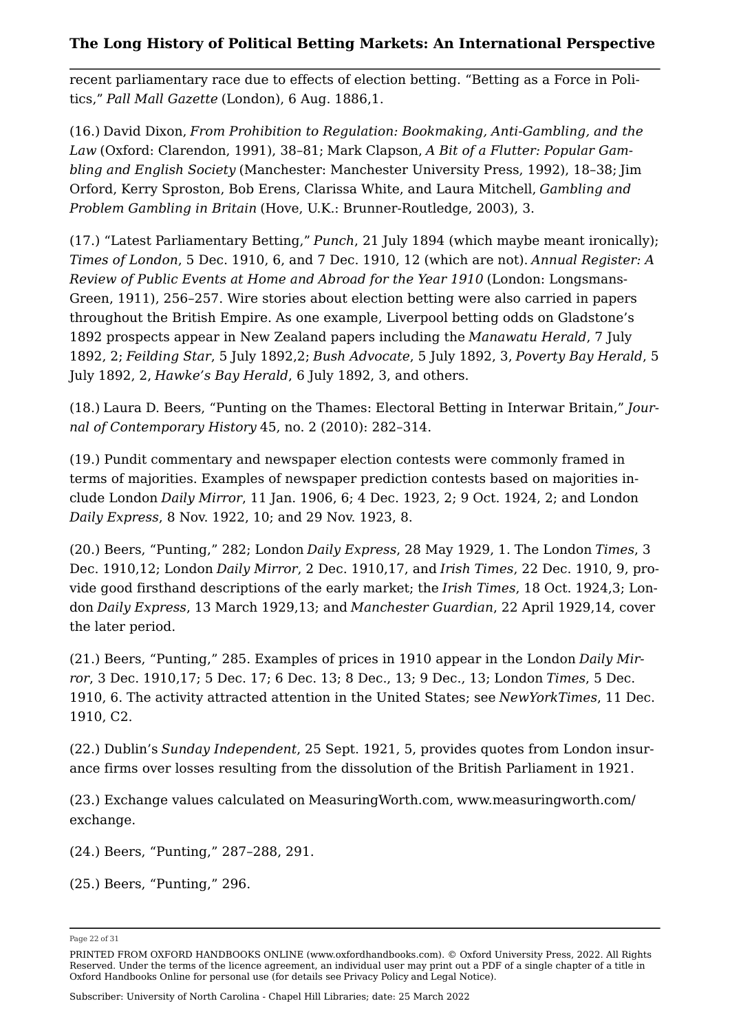recent parliamentary race due to effects of election betting. “Betting as a Force in Politics,” *Pall Mall Gazette* (London), 6 Aug. 1886,1.

(16.) David Dixon, *From Prohibition to Regulation: Bookmaking, Anti-Gambling, and the Law* (Oxford: Clarendon, 1991), 38–81; Mark Clapson, *A Bit of a Flutter: Popular Gambling and English Society* (Manchester: Manchester University Press, 1992), 18–38; Jim Orford, Kerry Sproston, Bob Erens, Clarissa White, and Laura Mitchell, *Gambling and Problem Gambling in Britain* (Hove, U.K.: Brunner-Routledge, 2003), 3.

(17.) “Latest Parliamentary Betting,” *Punch*, 21 July 1894 (which maybe meant ironically); *Times of London*, 5 Dec. 1910, 6, and 7 Dec. 1910, 12 (which are not). *Annual Register: A Review of Public Events at Home and Abroad for the Year 1910* (London: Longsmans-Green, 1911), 256–257. Wire stories about election betting were also carried in papers throughout the British Empire. As one example, Liverpool betting odds on Gladstone’s 1892 prospects appear in New Zealand papers including the *Manawatu Herald*, 7 July 1892, 2; *Feilding Star*, 5 July 1892,2; *Bush Advocate*, 5 July 1892, 3, *Poverty Bay Herald*, 5 July 1892, 2, *Hawke’s Bay Herald*, 6 July 1892, 3, and others.

(18.) Laura D. Beers, “Punting on the Thames: Electoral Betting in Interwar Britain,” *Journal of Contemporary History* 45, no. 2 (2010): 282–314.

(19.) Pundit commentary and newspaper election contests were commonly framed in terms of majorities. Examples of newspaper prediction contests based on majorities include London *Daily Mirror*, 11 Jan. 1906, 6; 4 Dec. 1923, 2; 9 Oct. 1924, 2; and London *Daily Express*, 8 Nov. 1922, 10; and 29 Nov. 1923, 8.

(20.) Beers, “Punting,” 282; London *Daily Express*, 28 May 1929, 1. The London *Times*, 3 Dec. 1910,12; London *Daily Mirror*, 2 Dec. 1910,17, and *Irish Times*, 22 Dec. 1910, 9, provide good firsthand descriptions of the early market; the *Irish Times*, 18 Oct. 1924,3; London *Daily Express*, 13 March 1929,13; and *Manchester Guardian*, 22 April 1929,14, cover the later period.

(21.) Beers, “Punting,” 285. Examples of prices in 1910 appear in the London *Daily Mirror*, 3 Dec. 1910,17; 5 Dec. 17; 6 Dec. 13; 8 Dec., 13; 9 Dec., 13; London *Times*, 5 Dec. 1910, 6. The activity attracted attention in the United States; see *NewYorkTimes*, 11 Dec. 1910, C2.

(22.) Dublin’s *Sunday Independent*, 25 Sept. 1921, 5, provides quotes from London insurance firms over losses resulting from the dissolution of the British Parliament in 1921.

(23.) Exchange values calculated on MeasuringWorth.com, www.measuringworth.com/exchange.

(24.) Beers, “Punting,” 287–288, 291.

(25.) Beers, “Punting,” 296.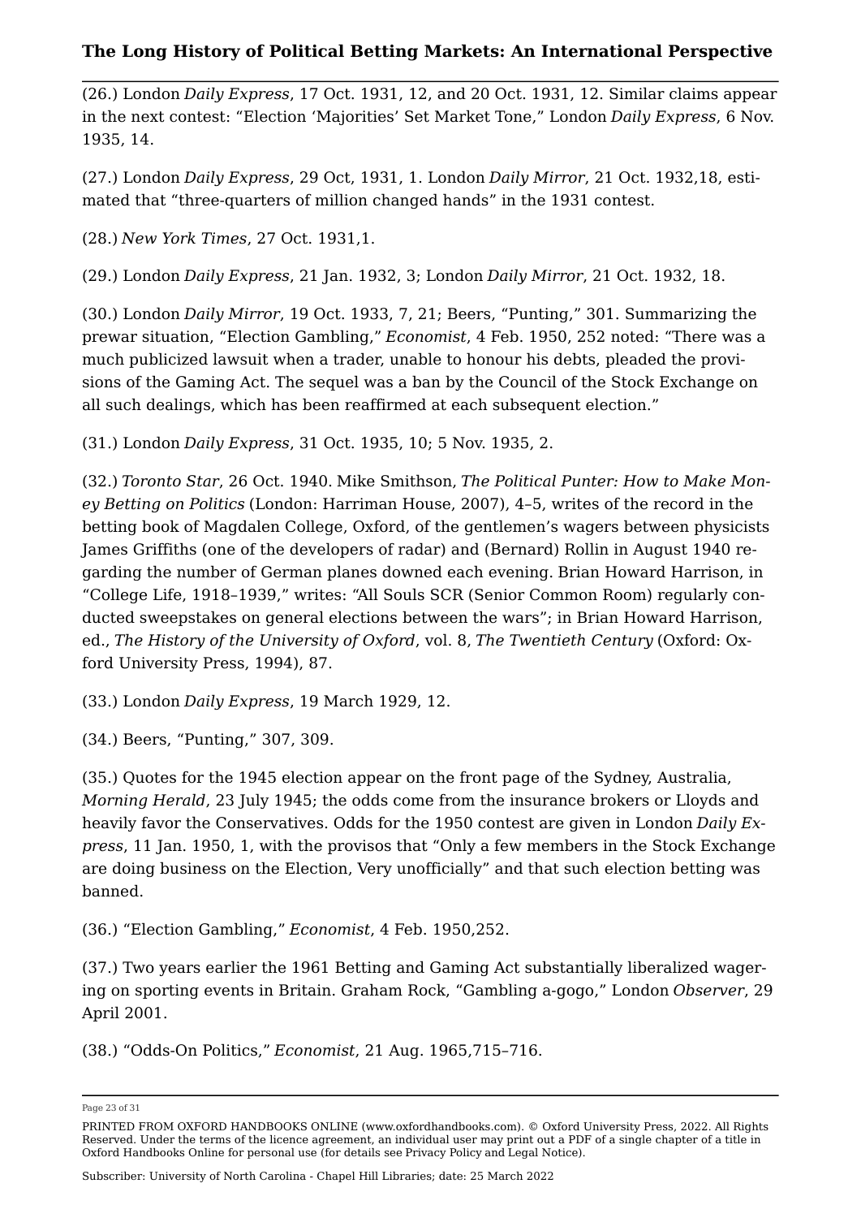(26.) London *Daily Express*, 17 Oct. 1931, 12, and 20 Oct. 1931, 12. Similar claims appear in the next contest: "Election 'Majorities' Set Market Tone," London *Daily Express*, 6 Nov. 1935, 14.

(27.) London *Daily Express*, 29 Oct, 1931, 1. London *Daily Mirror*, 21 Oct. 1932,18, estimated that "three-quarters of million changed hands" in the 1931 contest.

(28.) *New York Times*, 27 Oct. 1931,1.

(29.) London *Daily Express*, 21 Jan. 1932, 3; London *Daily Mirror*, 21 Oct. 1932, 18.

(30.) London *Daily Mirror*, 19 Oct. 1933, 7, 21; Beers, "Punting," 301. Summarizing the prewar situation, "Election Gambling," *Economist*, 4 Feb. 1950, 252 noted: "There was a much publicized lawsuit when a trader, unable to honour his debts, pleaded the provisions of the Gaming Act. The sequel was a ban by the Council of the Stock Exchange on all such dealings, which has been reaffirmed at each subsequent election."

(31.) London *Daily Express*, 31 Oct. 1935, 10; 5 Nov. 1935, 2.

(32.) *Toronto Star*, 26 Oct. 1940. Mike Smithson, *The Political Punter: How to Make Money Betting on Politics* (London: Harriman House, 2007), 4–5, writes of the record in the betting book of Magdalen College, Oxford, of the gentlemen's wagers between physicists James Griffiths (one of the developers of radar) and (Bernard) Rollin in August 1940 regarding the number of German planes downed each evening. Brian Howard Harrison, in "College Life, 1918–1939," writes: "All Souls SCR (Senior Common Room) regularly conducted sweepstakes on general elections between the wars"; in Brian Howard Harrison, ed., *The History of the University of Oxford*, vol. 8, *The Twentieth Century* (Oxford: Oxford University Press, 1994), 87.

(33.) London *Daily Express*, 19 March 1929, 12.

(34.) Beers, "Punting," 307, 309.

(35.) Quotes for the 1945 election appear on the front page of the Sydney, Australia, *Morning Herald*, 23 July 1945; the odds come from the insurance brokers or Lloyds and heavily favor the Conservatives. Odds for the 1950 contest are given in London *Daily Express*, 11 Jan. 1950, 1, with the provisos that "Only a few members in the Stock Exchange are doing business on the Election, Very unofficially" and that such election betting was banned.

(36.) "Election Gambling," *Economist*, 4 Feb. 1950,252.

(37.) Two years earlier the 1961 Betting and Gaming Act substantially liberalized wagering on sporting events in Britain. Graham Rock, "Gambling a-gogo," London *Observer*, 29 April 2001.

(38.) "Odds-On Politics," *Economist*, 21 Aug. 1965,715–716.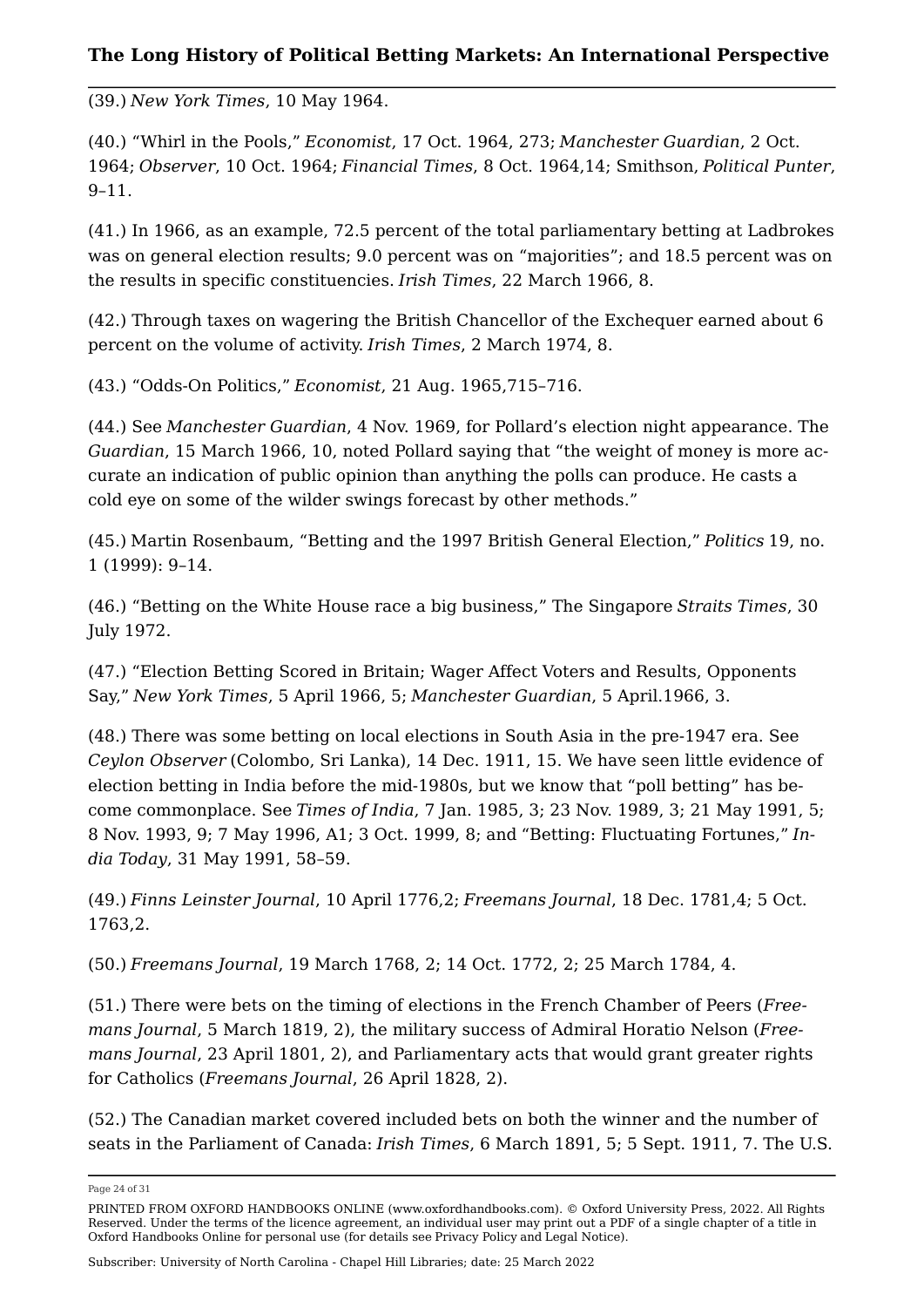(39.) *New York Times*, 10 May 1964.

(40.) “Whirl in the Pools,” *Economist*, 17 Oct. 1964, 273; *Manchester Guardian*, 2 Oct. 1964; *Observer*, 10 Oct. 1964; *Financial Times*, 8 Oct. 1964,14; Smithson, *Political Punter*, 9–11.

(41.) In 1966, as an example, 72.5 percent of the total parliamentary betting at Ladbrokes was on general election results; 9.0 percent was on “majorities”; and 18.5 percent was on the results in specific constituencies. *Irish Times*, 22 March 1966, 8.

(42.) Through taxes on wagering the British Chancellor of the Exchequer earned about 6 percent on the volume of activity. *Irish Times*, 2 March 1974, 8.

(43.) “Odds-On Politics,” *Economist*, 21 Aug. 1965,715–716.

(44.) See *Manchester Guardian*, 4 Nov. 1969, for Pollard’s election night appearance. The *Guardian*, 15 March 1966, 10, noted Pollard saying that “the weight of money is more accurate an indication of public opinion than anything the polls can produce. He casts a cold eye on some of the wilder swings forecast by other methods.”

(45.) Martin Rosenbaum, “Betting and the 1997 British General Election,” *Politics* 19, no. 1 (1999): 9–14.

(46.) “Betting on the White House race a big business,” The Singapore *Straits Times*, 30 July 1972.

(47.) “Election Betting Scored in Britain; Wager Affect Voters and Results, Opponents Say,” *New York Times*, 5 April 1966, 5; *Manchester Guardian*, 5 April.1966, 3.

(48.) There was some betting on local elections in South Asia in the pre-1947 era. See *Ceylon Observer* (Colombo, Sri Lanka), 14 Dec. 1911, 15. We have seen little evidence of election betting in India before the mid-1980s, but we know that “poll betting” has become commonplace. See *Times of India*, 7 Jan. 1985, 3; 23 Nov. 1989, 3; 21 May 1991, 5; 8 Nov. 1993, 9; 7 May 1996, A1; 3 Oct. 1999, 8; and “Betting: Fluctuating Fortunes,” *India Today*, 31 May 1991, 58–59.

(49.) *Finns Leinster Journal*, 10 April 1776,2; *Freemans Journal*, 18 Dec. 1781,4; 5 Oct. 1763,2.

(50.) *Freemans Journal*, 19 March 1768, 2; 14 Oct. 1772, 2; 25 March 1784, 4.

(51.) There were bets on the timing of elections in the French Chamber of Peers (*Freemans Journal*, 5 March 1819, 2), the military success of Admiral Horatio Nelson (*Freemans Journal*, 23 April 1801, 2), and Parliamentary acts that would grant greater rights for Catholics (*Freemans Journal*, 26 April 1828, 2).

(52.) The Canadian market covered included bets on both the winner and the number of seats in the Parliament of Canada: *Irish Times*, 6 March 1891, 5; 5 Sept. 1911, 7. The U.S.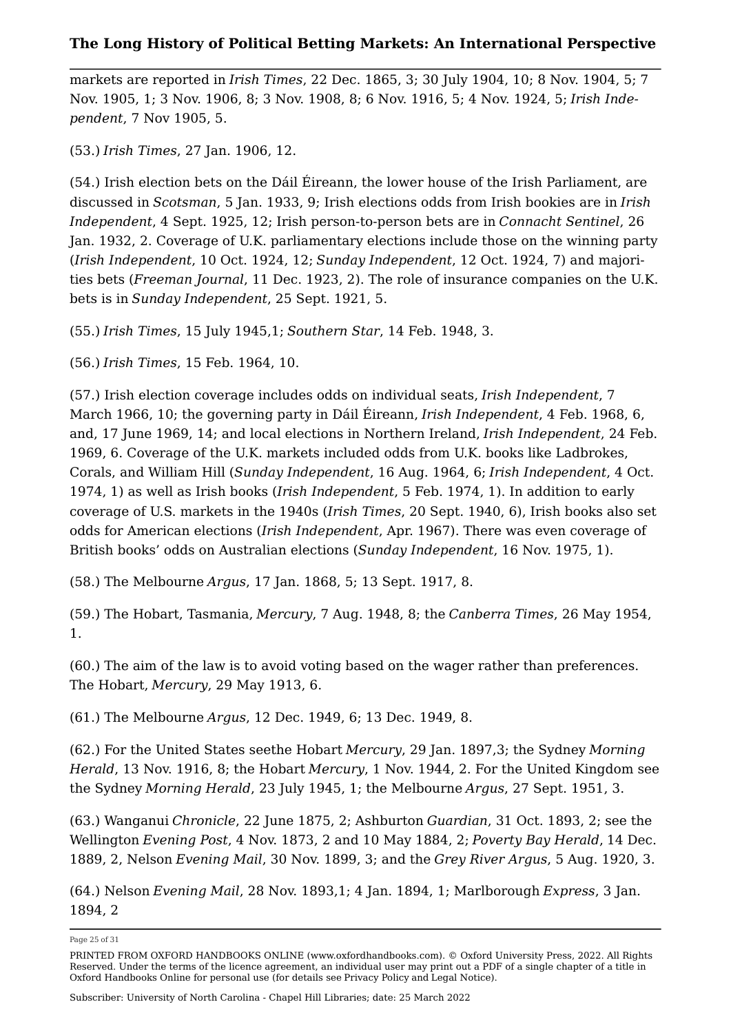markets are reported in *Irish Times*, 22 Dec. 1865, 3; 30 July 1904, 10; 8 Nov. 1904, 5; 7 Nov. 1905, 1; 3 Nov. 1906, 8; 3 Nov. 1908, 8; 6 Nov. 1916, 5; 4 Nov. 1924, 5; *Irish Independent*, 7 Nov 1905, 5.

(53.) *Irish Times*, 27 Jan. 1906, 12.

(54.) Irish election bets on the Dáil Éireann, the lower house of the Irish Parliament, are discussed in *Scotsman*, 5 Jan. 1933, 9; Irish elections odds from Irish bookies are in *Irish Independent*, 4 Sept. 1925, 12; Irish person-to-person bets are in *Connacht Sentinel*, 26 Jan. 1932, 2. Coverage of U.K. parliamentary elections include those on the winning party (*Irish Independent*, 10 Oct. 1924, 12; *Sunday Independent*, 12 Oct. 1924, 7) and majorities bets (*Freeman Journal*, 11 Dec. 1923, 2). The role of insurance companies on the U.K. bets is in *Sunday Independent*, 25 Sept. 1921, 5.

(55.) *Irish Times*, 15 July 1945,1; *Southern Star*, 14 Feb. 1948, 3.

(56.) *Irish Times*, 15 Feb. 1964, 10.

(57.) Irish election coverage includes odds on individual seats, *Irish Independent*, 7 March 1966, 10; the governing party in Dáil Éireann, *Irish Independent*, 4 Feb. 1968, 6, and, 17 June 1969, 14; and local elections in Northern Ireland, *Irish Independent*, 24 Feb. 1969, 6. Coverage of the U.K. markets included odds from U.K. books like Ladbrokes, Corals, and William Hill (*Sunday Independent*, 16 Aug. 1964, 6; *Irish Independent*, 4 Oct. 1974, 1) as well as Irish books (*Irish Independent*, 5 Feb. 1974, 1). In addition to early coverage of U.S. markets in the 1940s (*Irish Times*, 20 Sept. 1940, 6), Irish books also set odds for American elections (*Irish Independent*, Apr. 1967). There was even coverage of British books' odds on Australian elections (*Sunday Independent*, 16 Nov. 1975, 1).

(58.) The Melbourne *Argus*, 17 Jan. 1868, 5; 13 Sept. 1917, 8.

(59.) The Hobart, Tasmania, *Mercury*, 7 Aug. 1948, 8; the *Canberra Times*, 26 May 1954, 1.

(60.) The aim of the law is to avoid voting based on the wager rather than preferences. The Hobart, *Mercury*, 29 May 1913, 6.

(61.) The Melbourne *Argus*, 12 Dec. 1949, 6; 13 Dec. 1949, 8.

(62.) For the United States seethe Hobart *Mercury*, 29 Jan. 1897,3; the Sydney *Morning Herald*, 13 Nov. 1916, 8; the Hobart *Mercury*, 1 Nov. 1944, 2. For the United Kingdom see the Sydney *Morning Herald*, 23 July 1945, 1; the Melbourne *Argus*, 27 Sept. 1951, 3.

(63.) Wanganui *Chronicle*, 22 June 1875, 2; Ashburton *Guardian*, 31 Oct. 1893, 2; see the Wellington *Evening Post*, 4 Nov. 1873, 2 and 10 May 1884, 2; *Poverty Bay Herald*, 14 Dec. 1889, 2, Nelson *Evening Mail*, 30 Nov. 1899, 3; and the *Grey River Argus*, 5 Aug. 1920, 3.

(64.) Nelson *Evening Mail*, 28 Nov. 1893,1; 4 Jan. 1894, 1; Marlborough *Express*, 3 Jan. 1894, 2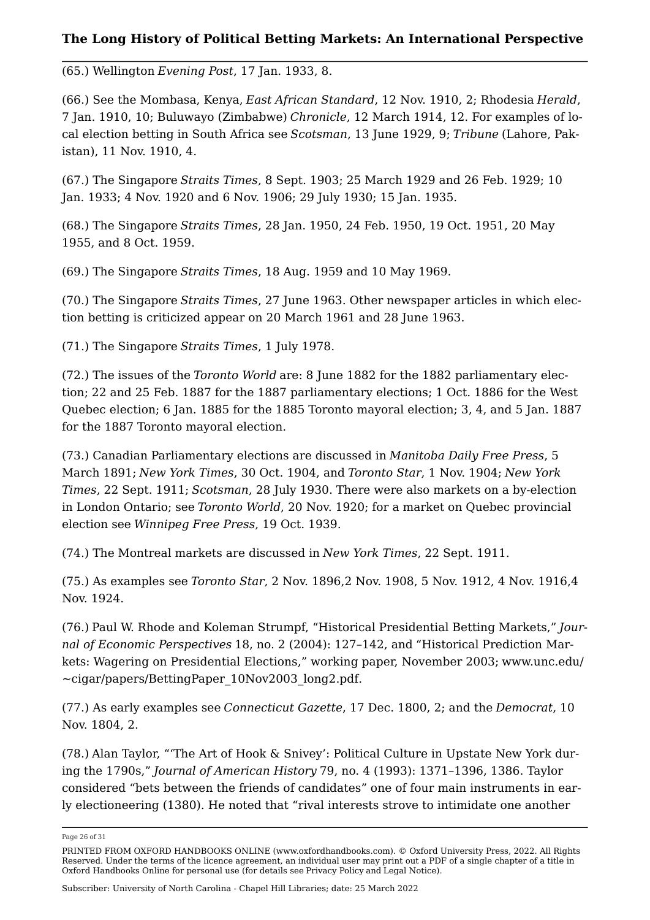(65.) Wellington *Evening Post*, 17 Jan. 1933, 8.

(66.) See the Mombasa, Kenya, *East African Standard*, 12 Nov. 1910, 2; Rhodesia *Herald*, 7 Jan. 1910, 10; Buluwayo (Zimbabwe) *Chronicle*, 12 March 1914, 12. For examples of local election betting in South Africa see *Scotsman*, 13 June 1929, 9; *Tribune* (Lahore, Pakistan), 11 Nov. 1910, 4.

(67.) The Singapore *Straits Times*, 8 Sept. 1903; 25 March 1929 and 26 Feb. 1929; 10 Jan. 1933; 4 Nov. 1920 and 6 Nov. 1906; 29 July 1930; 15 Jan. 1935.

(68.) The Singapore *Straits Times*, 28 Jan. 1950, 24 Feb. 1950, 19 Oct. 1951, 20 May 1955, and 8 Oct. 1959.

(69.) The Singapore *Straits Times*, 18 Aug. 1959 and 10 May 1969.

(70.) The Singapore *Straits Times*, 27 June 1963. Other newspaper articles in which election betting is criticized appear on 20 March 1961 and 28 June 1963.

(71.) The Singapore *Straits Times*, 1 July 1978.

(72.) The issues of the *Toronto World* are: 8 June 1882 for the 1882 parliamentary election; 22 and 25 Feb. 1887 for the 1887 parliamentary elections; 1 Oct. 1886 for the West Quebec election; 6 Jan. 1885 for the 1885 Toronto mayoral election; 3, 4, and 5 Jan. 1887 for the 1887 Toronto mayoral election.

(73.) Canadian Parliamentary elections are discussed in *Manitoba Daily Free Press*, 5 March 1891; *New York Times*, 30 Oct. 1904, and *Toronto Star*, 1 Nov. 1904; *New York Times*, 22 Sept. 1911; *Scotsman*, 28 July 1930. There were also markets on a by-election in London Ontario; see *Toronto World*, 20 Nov. 1920; for a market on Quebec provincial election see *Winnipeg Free Press*, 19 Oct. 1939.

(74.) The Montreal markets are discussed in *New York Times*, 22 Sept. 1911.

(75.) As examples see *Toronto Star*, 2 Nov. 1896,2 Nov. 1908, 5 Nov. 1912, 4 Nov. 1916,4 Nov. 1924.

(76.) Paul W. Rhode and Koleman Strumpf, "Historical Presidential Betting Markets," *Journal of Economic Perspectives* 18, no. 2 (2004): 127–142, and "Historical Prediction Markets: Wagering on Presidential Elections," working paper, November 2003; www.unc.edu/~cigar/papers/BettingPaper_10Nov2003_long2.pdf.

(77.) As early examples see *Connecticut Gazette*, 17 Dec. 1800, 2; and the *Democrat*, 10 Nov. 1804, 2.

(78.) Alan Taylor, "'The Art of Hook & Snivey': Political Culture in Upstate New York during the 1790s," *Journal of American History* 79, no. 4 (1993): 1371–1396, 1386. Taylor considered "bets between the friends of candidates" one of four main instruments in early electioneering (1380). He noted that "rival interests strove to intimidate one another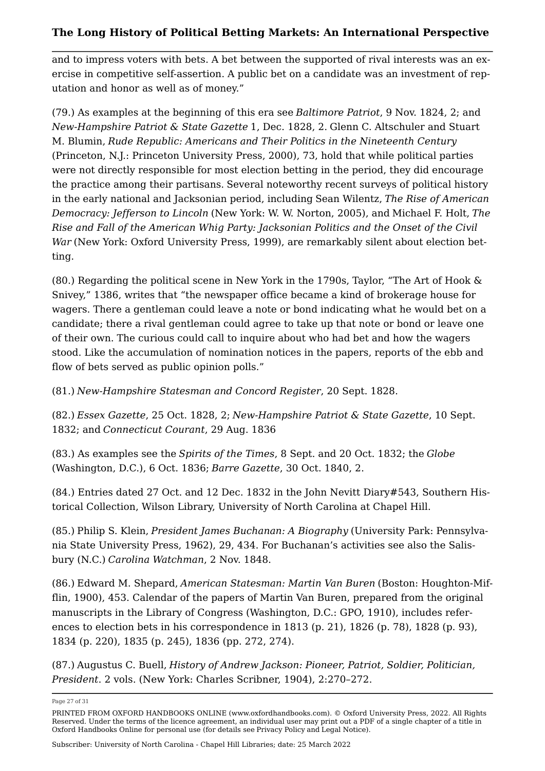and to impress voters with bets. A bet between the supported of rival interests was an exercise in competitive self-assertion. A public bet on a candidate was an investment of reputation and honor as well as of money."

(79.) As examples at the beginning of this era see *Baltimore Patriot*, 9 Nov. 1824, 2; and *New-Hampshire Patriot & State Gazette* 1, Dec. 1828, 2. Glenn C. Altschuler and Stuart M. Blumin, *Rude Republic: Americans and Their Politics in the Nineteenth Century* (Princeton, N.J.: Princeton University Press, 2000), 73, hold that while political parties were not directly responsible for most election betting in the period, they did encourage the practice among their partisans. Several noteworthy recent surveys of political history in the early national and Jacksonian period, including Sean Wilentz, *The Rise of American Democracy: Jefferson to Lincoln* (New York: W. W. Norton, 2005), and Michael F. Holt, *The Rise and Fall of the American Whig Party: Jacksonian Politics and the Onset of the Civil War* (New York: Oxford University Press, 1999), are remarkably silent about election betting.

(80.) Regarding the political scene in New York in the 1790s, Taylor, "The Art of Hook & Snivey," 1386, writes that "the newspaper office became a kind of brokerage house for wagers. There a gentleman could leave a note or bond indicating what he would bet on a candidate; there a rival gentleman could agree to take up that note or bond or leave one of their own. The curious could call to inquire about who had bet and how the wagers stood. Like the accumulation of nomination notices in the papers, reports of the ebb and flow of bets served as public opinion polls."

(81.) *New-Hampshire Statesman and Concord Register*, 20 Sept. 1828.

(82.) *Essex Gazette*, 25 Oct. 1828, 2; *New-Hampshire Patriot & State Gazette*, 10 Sept. 1832; and *Connecticut Courant*, 29 Aug. 1836

(83.) As examples see the *Spirits of the Times*, 8 Sept. and 20 Oct. 1832; the *Globe* (Washington, D.C.), 6 Oct. 1836; *Barre Gazette*, 30 Oct. 1840, 2.

(84.) Entries dated 27 Oct. and 12 Dec. 1832 in the John Nevitt Diary#543, Southern Historical Collection, Wilson Library, University of North Carolina at Chapel Hill.

(85.) Philip S. Klein, *President James Buchanan: A Biography* (University Park: Pennsylvania State University Press, 1962), 29, 434. For Buchanan's activities see also the Salisbury (N.C.) *Carolina Watchman*, 2 Nov. 1848.

(86.) Edward M. Shepard, *American Statesman: Martin Van Buren* (Boston: Houghton-Mifflin, 1900), 453. Calendar of the papers of Martin Van Buren, prepared from the original manuscripts in the Library of Congress (Washington, D.C.: GPO, 1910), includes references to election bets in his correspondence in 1813 (p. 21), 1826 (p. 78), 1828 (p. 93), 1834 (p. 220), 1835 (p. 245), 1836 (pp. 272, 274).

(87.) Augustus C. Buell, *History of Andrew Jackson: Pioneer, Patriot, Soldier, Politician, President*. 2 vols. (New York: Charles Scribner, 1904), 2:270–272.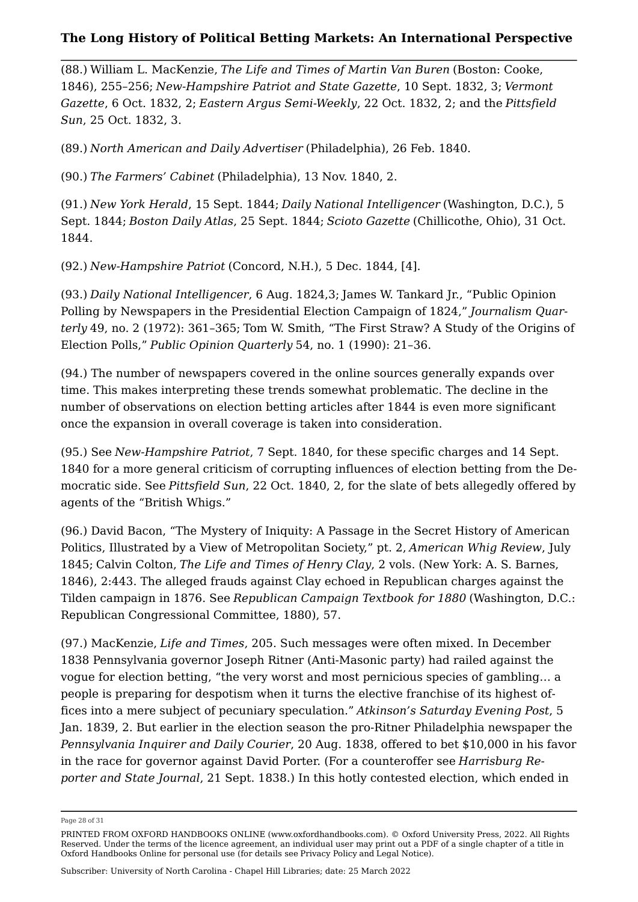(88.) William L. MacKenzie, *The Life and Times of Martin Van Buren* (Boston: Cooke, 1846), 255–256; *New-Hampshire Patriot and State Gazette*, 10 Sept. 1832, 3; *Vermont Gazette*, 6 Oct. 1832, 2; *Eastern Argus Semi-Weekly*, 22 Oct. 1832, 2; and the *Pittsfield Sun*, 25 Oct. 1832, 3.

(89.) *North American and Daily Advertiser* (Philadelphia), 26 Feb. 1840.

(90.) *The Farmers' Cabinet* (Philadelphia), 13 Nov. 1840, 2.

(91.) *New York Herald*, 15 Sept. 1844; *Daily National Intelligencer* (Washington, D.C.), 5 Sept. 1844; *Boston Daily Atlas*, 25 Sept. 1844; *Scioto Gazette* (Chillicothe, Ohio), 31 Oct. 1844.

(92.) *New-Hampshire Patriot* (Concord, N.H.), 5 Dec. 1844, [4].

(93.) *Daily National Intelligencer*, 6 Aug. 1824,3; James W. Tankard Jr., "Public Opinion Polling by Newspapers in the Presidential Election Campaign of 1824," *Journalism Quarterly* 49, no. 2 (1972): 361–365; Tom W. Smith, "The First Straw? A Study of the Origins of Election Polls," *Public Opinion Quarterly* 54, no. 1 (1990): 21–36.

(94.) The number of newspapers covered in the online sources generally expands over time. This makes interpreting these trends somewhat problematic. The decline in the number of observations on election betting articles after 1844 is even more significant once the expansion in overall coverage is taken into consideration.

(95.) See *New-Hampshire Patriot*, 7 Sept. 1840, for these specific charges and 14 Sept. 1840 for a more general criticism of corrupting influences of election betting from the Democratic side. See *Pittsfield Sun*, 22 Oct. 1840, 2, for the slate of bets allegedly offered by agents of the "British Whigs."

(96.) David Bacon, "The Mystery of Iniquity: A Passage in the Secret History of American Politics, Illustrated by a View of Metropolitan Society," pt. 2, *American Whig Review*, July 1845; Calvin Colton, *The Life and Times of Henry Clay*, 2 vols. (New York: A. S. Barnes, 1846), 2:443. The alleged frauds against Clay echoed in Republican charges against the Tilden campaign in 1876. See *Republican Campaign Textbook for 1880* (Washington, D.C.: Republican Congressional Committee, 1880), 57.

(97.) MacKenzie, *Life and Times*, 205. Such messages were often mixed. In December 1838 Pennsylvania governor Joseph Ritner (Anti-Masonic party) had railed against the vogue for election betting, "the very worst and most pernicious species of gambling… a people is preparing for despotism when it turns the elective franchise of its highest offices into a mere subject of pecuniary speculation." *Atkinson's Saturday Evening Post*, 5 Jan. 1839, 2. But earlier in the election season the pro-Ritner Philadelphia newspaper the *Pennsylvania Inquirer and Daily Courier*, 20 Aug. 1838, offered to bet $10,000 in his favor in the race for governor against David Porter. (For a counteroffer see *Harrisburg Reporter and State Journal*, 21 Sept. 1838.) In this hotly contested election, which ended in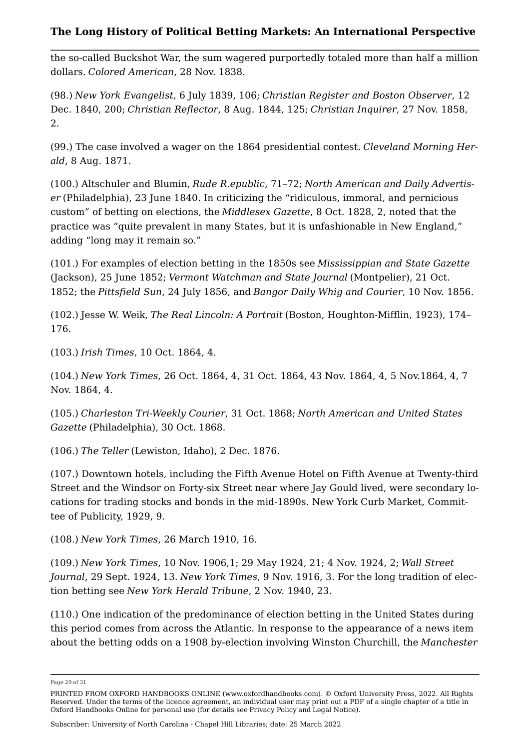the so-called Buckshot War, the sum wagered purportedly totaled more than half a million dollars. *Colored American*, 28 Nov. 1838.

(98.) *New York Evangelist*, 6 July 1839, 106; *Christian Register and Boston Observer*, 12 Dec. 1840, 200; *Christian Reflector*, 8 Aug. 1844, 125; *Christian Inquirer*, 27 Nov. 1858, 2.

(99.) The case involved a wager on the 1864 presidential contest. *Cleveland Morning Herald*, 8 Aug. 1871.

(100.) Altschuler and Blumin, *Rude R.epublic*, 71–72; *North American and Daily Advertiser* (Philadelphia), 23 June 1840. In criticizing the "ridiculous, immoral, and pernicious custom" of betting on elections, the *Middlesex Gazette*, 8 Oct. 1828, 2, noted that the practice was "quite prevalent in many States, but it is unfashionable in New England," adding "long may it remain so."

(101.) For examples of election betting in the 1850s see *Mississippian and State Gazette* (Jackson), 25 June 1852; *Vermont Watchman and State Journal* (Montpelier), 21 Oct. 1852; the *Pittsfield Sun*, 24 July 1856, and *Bangor Daily Whig and Courier*, 10 Nov. 1856.

(102.) Jesse W. Weik, *The Real Lincoln: A Portrait* (Boston, Houghton-Mifflin, 1923), 174–176.

(103.) *Irish Times*, 10 Oct. 1864, 4.

(104.) *New York Times*, 26 Oct. 1864, 4, 31 Oct. 1864, 43 Nov. 1864, 4, 5 Nov.1864, 4, 7 Nov. 1864, 4.

(105.) *Charleston Tri-Weekly Courier*, 31 Oct. 1868; *North American and United States Gazette* (Philadelphia), 30 Oct. 1868.

(106.) *The Teller* (Lewiston, Idaho), 2 Dec. 1876.

(107.) Downtown hotels, including the Fifth Avenue Hotel on Fifth Avenue at Twenty-third Street and the Windsor on Forty-six Street near where Jay Gould lived, were secondary locations for trading stocks and bonds in the mid-1890s. New York Curb Market, Committee of Publicity, 1929, 9.

(108.) *New York Times*, 26 March 1910, 16.

(109.) *New York Times*, 10 Nov. 1906,1; 29 May 1924, 21; 4 Nov. 1924, 2; *Wall Street Journal*, 29 Sept. 1924, 13. *New York Times*, 9 Nov. 1916, 3. For the long tradition of election betting see *New York Herald Tribune*, 2 Nov. 1940, 23.

(110.) One indication of the predominance of election betting in the United States during this period comes from across the Atlantic. In response to the appearance of a news item about the betting odds on a 1908 by-election involving Winston Churchill, the *Manchester*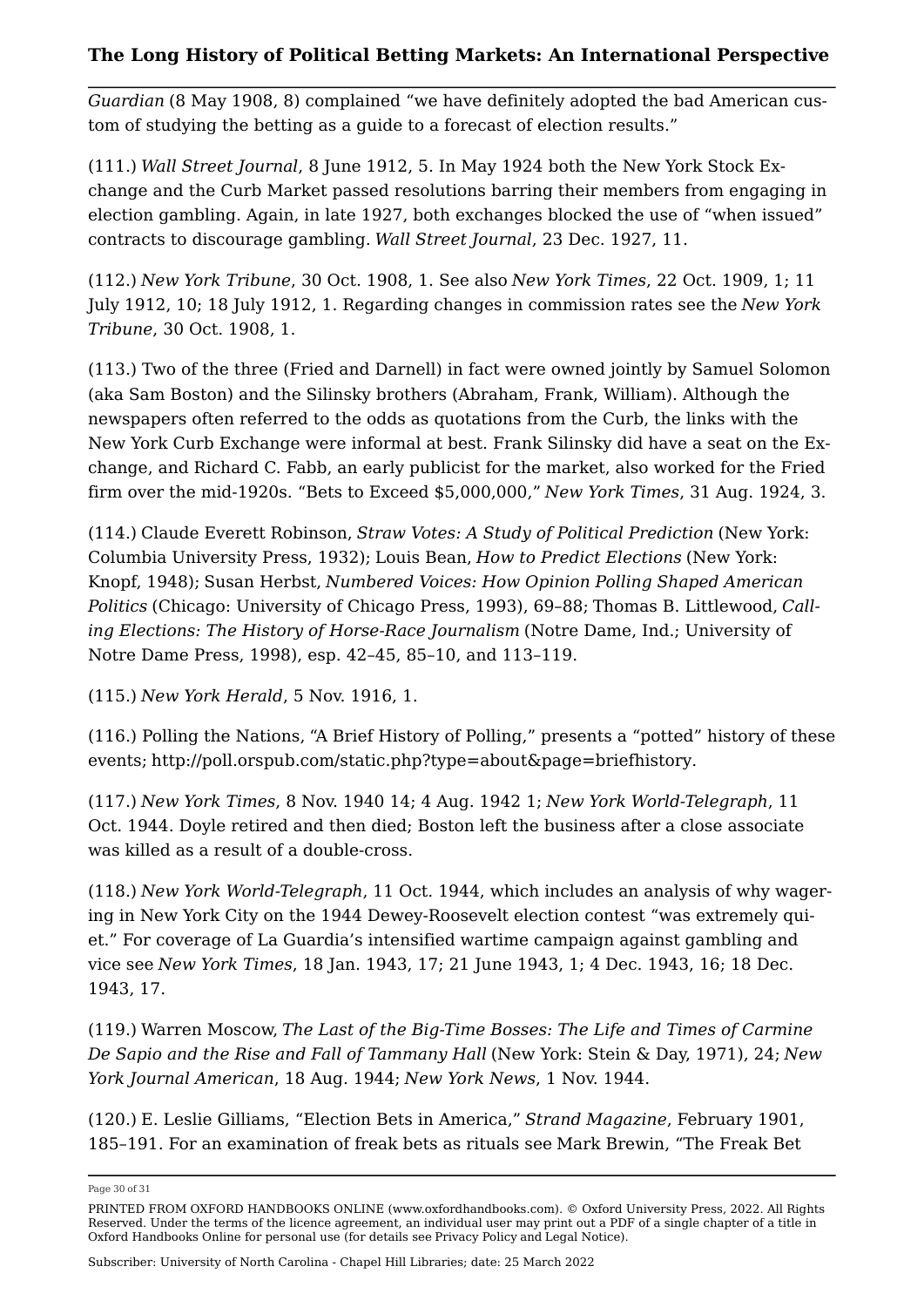*Guardian* (8 May 1908, 8) complained "we have definitely adopted the bad American custom of studying the betting as a guide to a forecast of election results."

(111.) *Wall Street Journal*, 8 June 1912, 5. In May 1924 both the New York Stock Exchange and the Curb Market passed resolutions barring their members from engaging in election gambling. Again, in late 1927, both exchanges blocked the use of "when issued" contracts to discourage gambling. *Wall Street Journal*, 23 Dec. 1927, 11.

(112.) *New York Tribune*, 30 Oct. 1908, 1. See also *New York Times*, 22 Oct. 1909, 1; 11 July 1912, 10; 18 July 1912, 1. Regarding changes in commission rates see the *New York Tribune*, 30 Oct. 1908, 1.

(113.) Two of the three (Fried and Darnell) in fact were owned jointly by Samuel Solomon (aka Sam Boston) and the Silinsky brothers (Abraham, Frank, William). Although the newspapers often referred to the odds as quotations from the Curb, the links with the New York Curb Exchange were informal at best. Frank Silinsky did have a seat on the Exchange, and Richard C. Fabb, an early publicist for the market, also worked for the Fried firm over the mid-1920s. "Bets to Exceed $5,000,000," *New York Times*, 31 Aug. 1924, 3.

(114.) Claude Everett Robinson, *Straw Votes: A Study of Political Prediction* (New York: Columbia University Press, 1932); Louis Bean, *How to Predict Elections* (New York: Knopf, 1948); Susan Herbst, *Numbered Voices: How Opinion Polling Shaped American Politics* (Chicago: University of Chicago Press, 1993), 69–88; Thomas B. Littlewood, *Calling Elections: The History of Horse-Race Journalism* (Notre Dame, Ind.; University of Notre Dame Press, 1998), esp. 42–45, 85–10, and 113–119.

(115.) *New York Herald*, 5 Nov. 1916, 1.

(116.) Polling the Nations, "A Brief History of Polling," presents a "potted" history of these events; http://poll.orspub.com/static.php?type=about&page=briefhistory.

(117.) *New York Times*, 8 Nov. 1940 14; 4 Aug. 1942 1; *New York World-Telegraph*, 11 Oct. 1944. Doyle retired and then died; Boston left the business after a close associate was killed as a result of a double-cross.

(118.) *New York World-Telegraph*, 11 Oct. 1944, which includes an analysis of why wagering in New York City on the 1944 Dewey-Roosevelt election contest "was extremely quiet." For coverage of La Guardia's intensified wartime campaign against gambling and vice see *New York Times*, 18 Jan. 1943, 17; 21 June 1943, 1; 4 Dec. 1943, 16; 18 Dec. 1943, 17.

(119.) Warren Moscow, *The Last of the Big-Time Bosses: The Life and Times of Carmine De Sapio and the Rise and Fall of Tammany Hall* (New York: Stein & Day, 1971), 24; *New York Journal American*, 18 Aug. 1944; *New York News*, 1 Nov. 1944.

(120.) E. Leslie Gilliams, "Election Bets in America," *Strand Magazine*, February 1901, 185–191. For an examination of freak bets as rituals see Mark Brewin, "The Freak Bet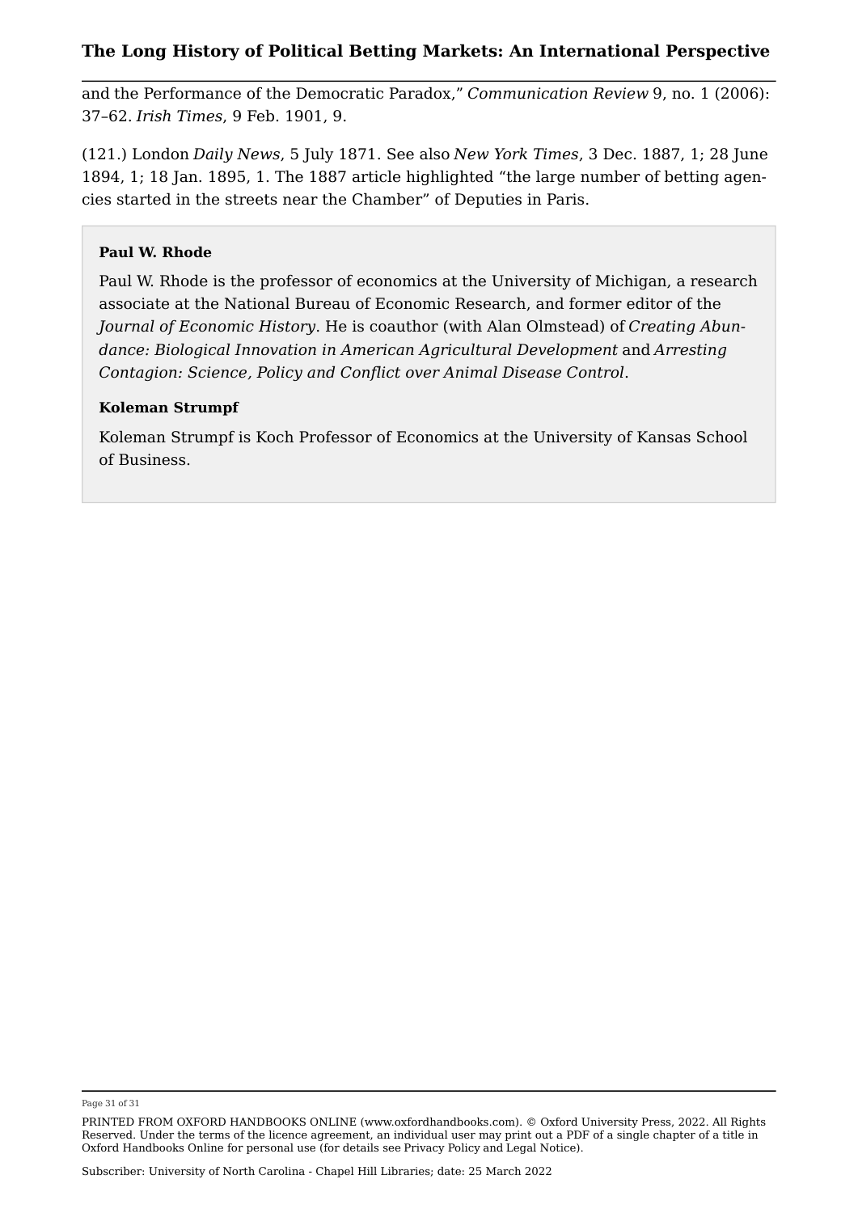and the Performance of the Democratic Paradox," *Communication Review* 9, no. 1 (2006): 37–62. *Irish Times*, 9 Feb. 1901, 9.

(121.) London *Daily News*, 5 July 1871. See also *New York Times*, 3 Dec. 1887, 1; 28 June 1894, 1; 18 Jan. 1895, 1. The 1887 article highlighted "the large number of betting agencies started in the streets near the Chamber" of Deputies in Paris.

**Paul W. Rhode**

Paul W. Rhode is the professor of economics at the University of Michigan, a research associate at the National Bureau of Economic Research, and former editor of the *Journal of Economic History*. He is coauthor (with Alan Olmstead) of *Creating Abundance: Biological Innovation in American Agricultural Development* and *Arresting Contagion: Science, Policy and Conflict over Animal Disease Control*.

**Koleman Strumpf**

Koleman Strumpf is Koch Professor of Economics at the University of Kansas School of Business.